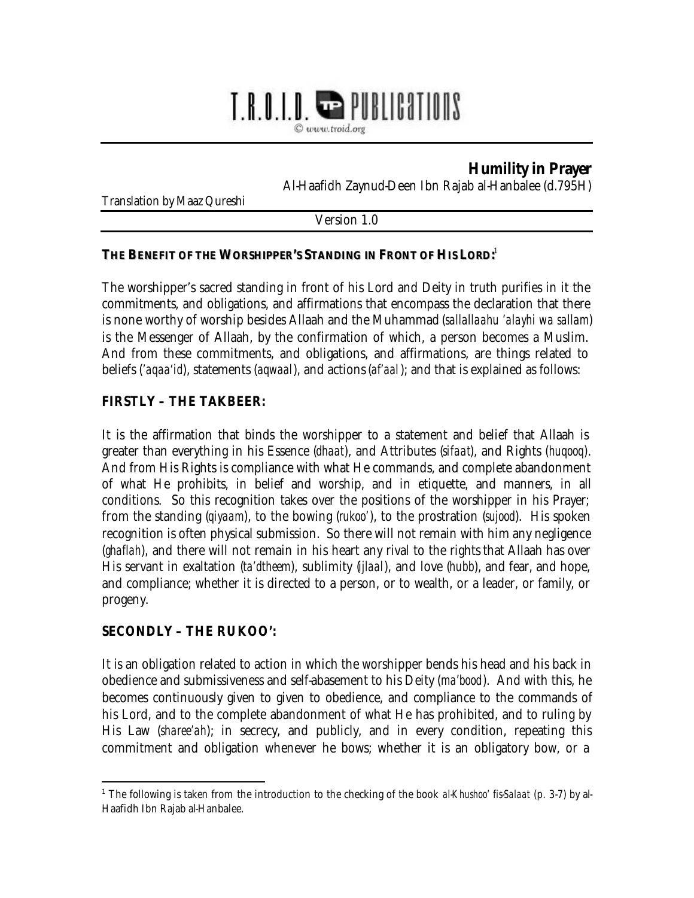T.R.O.I.D. PUBLICATIONS
© www.troid.org

# Humility in Prayer

Al-Haafidh Zaynud-Deen Ibn Rajab al-Hanbalee (d.795H)

Translation by Maaz Qureshi

Version 1.0

## THE BENEFIT OF THE WORSHIPPER'S STANDING IN FRONT OF HIS LORD:[1]

The worshipper's sacred standing in front of his Lord and Deity in truth purifies in it the commitments, and obligations, and affirmations that encompass the declaration that there is none worthy of worship besides Allaah and the Muhammad (*sallallaahu 'alayhi wa sallam*) is the Messenger of Allaah, by the confirmation of which, a person becomes a Muslim. And from these commitments, and obligations, and affirmations, are things related to beliefs (*'aqaa'id*), statements (*aqwaal*), and actions (*af'aal*); and that is explained as follows:

### FIRSTLY – THE TAKBEER:

It is the affirmation that binds the worshipper to a statement and belief that Allaah is greater than everything in his Essence (*dhaat*), and Attributes (*sifaat*), and Rights (*huqooq*). And from His Rights is compliance with what He commands, and complete abandonment of what He prohibits, in belief and worship, and in etiquette, and manners, in all conditions. So this recognition takes over the positions of the worshipper in his Prayer; from the standing (*qiyaam*), to the bowing (*rukoo'*), to the prostration (*sujood*). His spoken recognition is often physical submission. So there will not remain with him any negligence (*ghaflah*), and there will not remain in his heart any rival to the rights that Allaah has over His servant in exaltation (*ta'dtheem*), sublimity (*ijlaal*), and love (*hubb*), and fear, and hope, and compliance; whether it is directed to a person, or to wealth, or a leader, or family, or progeny.

### SECONDLY – THE RUKOO':

It is an obligation related to action in which the worshipper bends his head and his back in obedience and submissiveness and self-abasement to his Deity (*ma'bood*). And with this, he becomes continuously given to given to obedience, and compliance to the commands of his Lord, and to the complete abandonment of what He has prohibited, and to ruling by His Law (*sharee'ah*); in secrecy, and publicly, and in every condition, repeating this commitment and obligation whenever he bows; whether it is an obligatory bow, or a

---

[1] The following is taken from the introduction to the checking of the book *al-Khushoo' fis-Salaat* (p. 3-7) by al-Haafidh Ibn Rajab al-Hanbalee.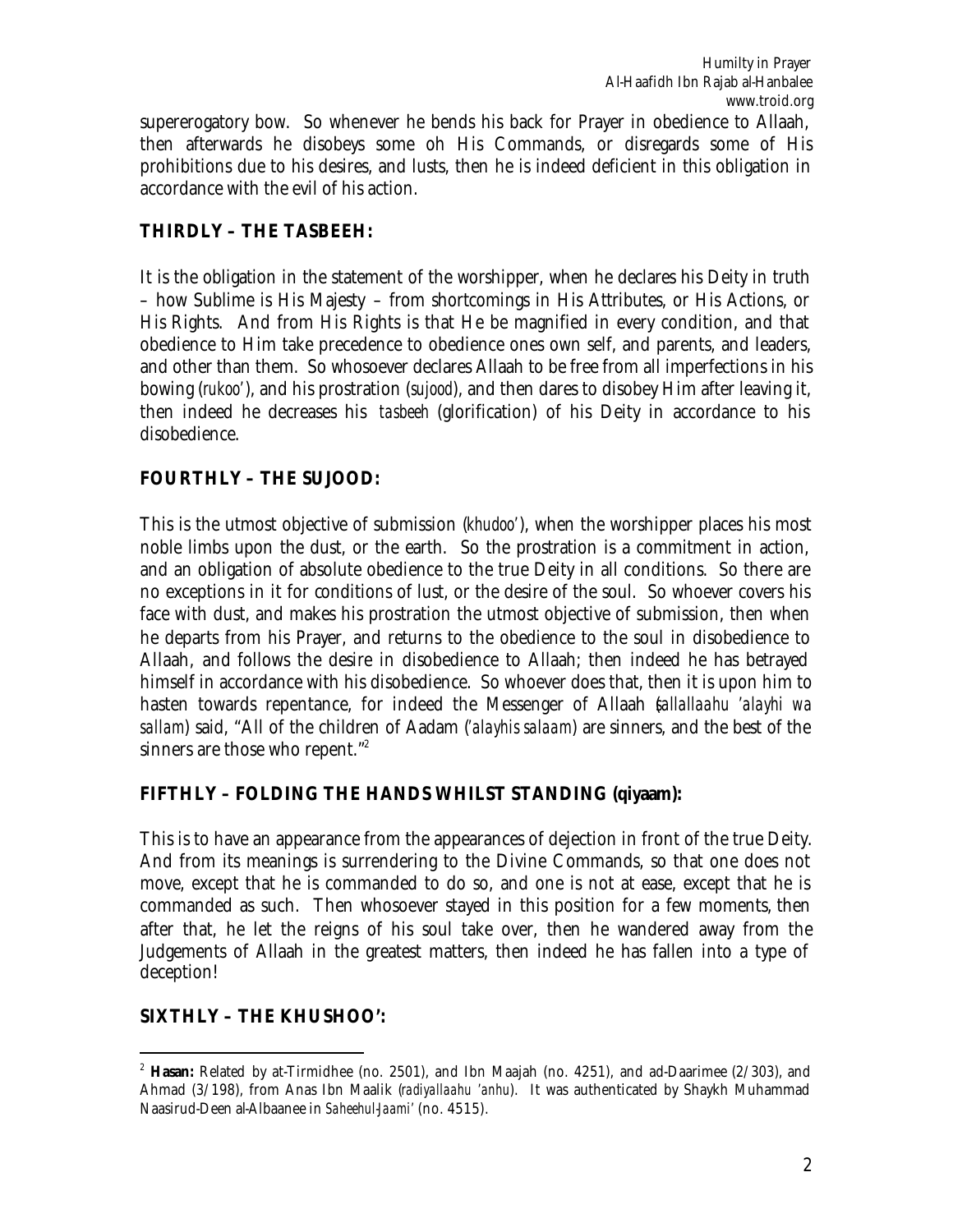supererogatory bow. So whenever he bends his back for Prayer in obedience to Allaah, then afterwards he disobeys some oh His Commands, or disregards some of His prohibitions due to his desires, and lusts, then he is indeed deficient in this obligation in accordance with the evil of his action.

## THIRDLY – THE TASBEEH:

It is the obligation in the statement of the worshipper, when he declares his Deity in truth – how Sublime is His Majesty – from shortcomings in His Attributes, or His Actions, or His Rights. And from His Rights is that He be magnified in every condition, and that obedience to Him take precedence to obedience ones own self, and parents, and leaders, and other than them. So whosoever declares Allaah to be free from all imperfections in his bowing (*rukoo'*), and his prostration (*sujood*), and then dares to disobey Him after leaving it, then indeed he decreases his *tasbeeh* (glorification) of his Deity in accordance to his disobedience.

## FOURTHLY – THE SUJOOD:

This is the utmost objective of submission (*khudoo'*), when the worshipper places his most noble limbs upon the dust, or the earth. So the prostration is a commitment in action, and an obligation of absolute obedience to the true Deity in all conditions. So there are no exceptions in it for conditions of lust, or the desire of the soul. So whoever covers his face with dust, and makes his prostration the utmost objective of submission, then when he departs from his Prayer, and returns to the obedience to the soul in disobedience to Allaah, and follows the desire in disobedience to Allaah; then indeed he has betrayed himself in accordance with his disobedience. So whoever does that, then it is upon him to hasten towards repentance, for indeed the Messenger of Allaah (*sallallaahu 'alayhi wa sallam*) said, "All of the children of Aadam (*'alayhis salaam*) are sinners, and the best of the sinners are those who repent."[2]

## FIFTHLY – FOLDING THE HANDS WHILST STANDING (qiyaam):

This is to have an appearance from the appearances of dejection in front of the true Deity. And from its meanings is surrendering to the Divine Commands, so that one does not move, except that he is commanded to do so, and one is not at ease, except that he is commanded as such. Then whosoever stayed in this position for a few moments, then after that, he let the reigns of his soul take over, then he wandered away from the Judgements of Allaah in the greatest matters, then indeed he has fallen into a type of deception!

## SIXTHLY – THE KHUSHOO':

---

[2] **Hasan:** Related by at-Tirmidhee (no. 2501), and Ibn Maajah (no. 4251), and ad-Daarimee (2/303), and Ahmad (3/198), from Anas Ibn Maalik (*radiyallaahu 'anhu*). It was authenticated by Shaykh Muhammad Naasirud-Deen al-Albaanee in *Saheehul-Jaami'* (no. 4515).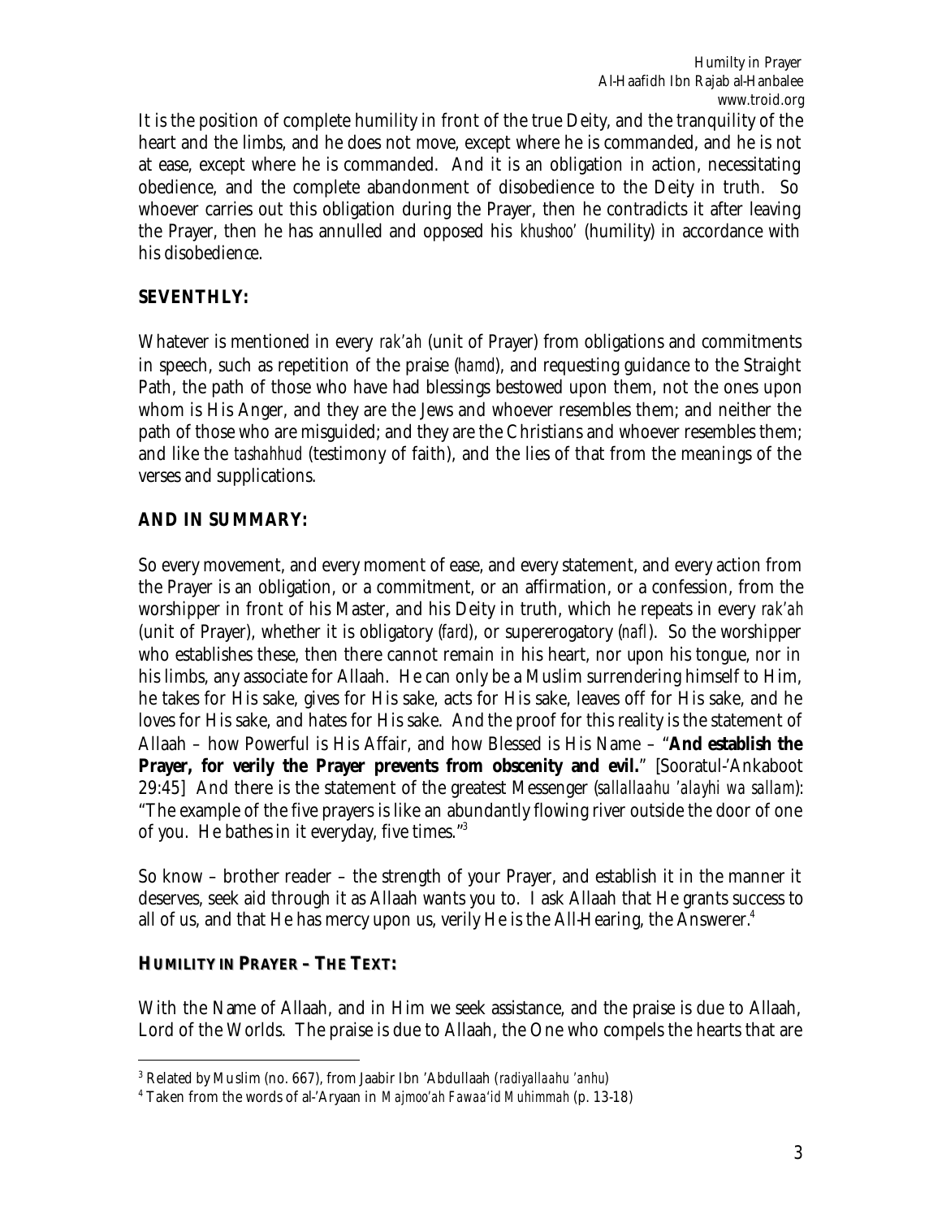It is the position of complete humility in front of the true Deity, and the tranquility of the heart and the limbs, and he does not move, except where he is commanded, and he is not at ease, except where he is commanded. And it is an obligation in action, necessitating obedience, and the complete abandonment of disobedience to the Deity in truth. So whoever carries out this obligation during the Prayer, then he contradicts it after leaving the Prayer, then he has annulled and opposed his *khushoo'* (humility) in accordance with his disobedience.

**SEVENTHLY:**

Whatever is mentioned in every *rak'ah* (unit of Prayer) from obligations and commitments in speech, such as repetition of the praise (*hamd*), and requesting guidance to the Straight Path, the path of those who have had blessings bestowed upon them, not the ones upon whom is His Anger, and they are the Jews and whoever resembles them; and neither the path of those who are misguided; and they are the Christians and whoever resembles them; and like the *tashahhud* (testimony of faith), and the lies of that from the meanings of the verses and supplications.

**AND IN SUMMARY:**

So every movement, and every moment of ease, and every statement, and every action from the Prayer is an obligation, or a commitment, or an affirmation, or a confession, from the worshipper in front of his Master, and his Deity in truth, which he repeats in every *rak'ah* (unit of Prayer), whether it is obligatory (*fard*), or supererogatory (*nafl*). So the worshipper who establishes these, then there cannot remain in his heart, nor upon his tongue, nor in his limbs, any associate for Allaah. He can only be a Muslim surrendering himself to Him, he takes for His sake, gives for His sake, acts for His sake, leaves off for His sake, and he loves for His sake, and hates for His sake. And the proof for this reality is the statement of Allaah – how Powerful is His Affair, and how Blessed is His Name – "**And establish the Prayer, for verily the Prayer prevents from obscenity and evil.**" [Sooratul-'Ankaboot 29:45] And there is the statement of the greatest Messenger (*sallallaahu 'alayhi wa sallam*): "The example of the five prayers is like an abundantly flowing river outside the door of one of you. He bathes in it everyday, five times."[3]

So know – brother reader – the strength of your Prayer, and establish it in the manner it deserves, seek aid through it as Allaah wants you to. I ask Allaah that He grants success to all of us, and that He has mercy upon us, verily He is the All-Hearing, the Answerer.[4]

**HUMILITY IN PRAYER – THE TEXT:**

With the Name of Allaah, and in Him we seek assistance, and the praise is due to Allaah, Lord of the Worlds. The praise is due to Allaah, the One who compels the hearts that are

---

[3] Related by Muslim (no. 667), from Jaabir Ibn 'Abdullaah (*radiyallaahu 'anhu*)

[4] Taken from the words of al-'Aryaan in *Majmoo'ah Fawaa'id Muhimmah* (p. 13-18)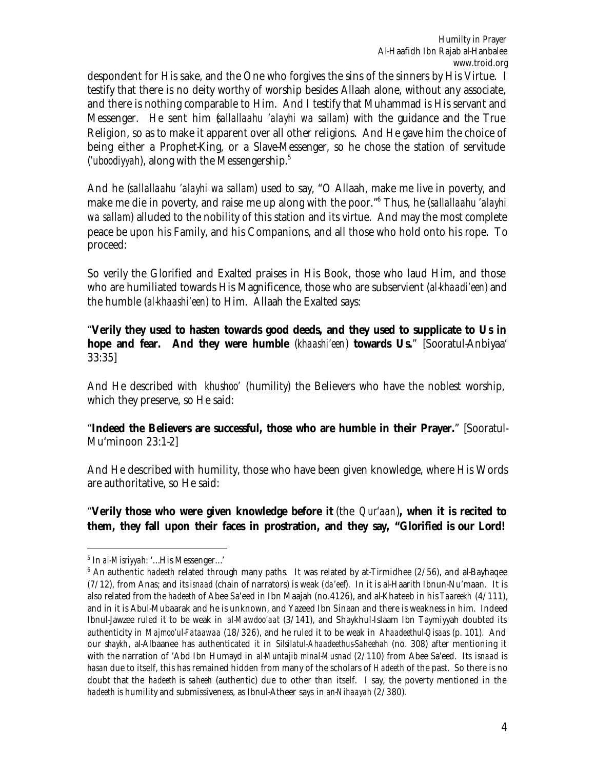despondent for His sake, and the One who forgives the sins of the sinners by His Virtue. I testify that there is no deity worthy of worship besides Allaah alone, without any associate, and there is nothing comparable to Him. And I testify that Muhammad is His servant and Messenger. He sent him (*sallallaahu 'alayhi wa sallam*) with the guidance and the True Religion, so as to make it apparent over all other religions. And He gave him the choice of being either a Prophet-King, or a Slave-Messenger, so he chose the station of servitude (*'uboodiyyah*), along with the Messengership.[5]

And he (*sallallaahu 'alayhi wa sallam*) used to say, "O Allaah, make me live in poverty, and make me die in poverty, and raise me up along with the poor."[6] Thus, he (*sallallaahu 'alayhi wa sallam*) alluded to the nobility of this station and its virtue. And may the most complete peace be upon his Family, and his Companions, and all those who hold onto his rope. To proceed:

So verily the Glorified and Exalted praises in His Book, those who laud Him, and those who are humiliated towards His Magnificence, those who are subservient (*al-khaadi'een*) and the humble (*al-khaashi'een*) to Him. Allaah the Exalted says:

"**Verily they used to hasten towards good deeds, and they used to supplicate to Us in hope and fear. And they were humble** (*khaashi'een*) **towards Us.**" [Sooratul-Anbiyaa' 33:35]

And He described with *khushoo'* (humility) the Believers who have the noblest worship, which they preserve, so He said:

"**Indeed the Believers are successful, those who are humble in their Prayer.**" [Sooratul-Mu'minoon 23:1-2]

And He described with humility, those who have been given knowledge, where His Words are authoritative, so He said:

"**Verily those who were given knowledge before it** (the *Qur'aan*)**, when it is recited to them, they fall upon their faces in prostration, and they say, "Glorified is our Lord!**

---

[5] In *al-Misriyyah*: '...His Messenger...'

[6] An authentic *hadeeth* related through many paths. It was related by at-Tirmidhee (2/56), and al-Bayhaqee (7/12), from Anas; and its *isnaad* (chain of narrators) is weak (*da'eef*). In it is al-Haarith Ibnun-Nu'maan. It is also related from the *hadeeth* of Abee Sa'eed in Ibn Maajah (no.4126), and al-Khateeb in his *Taareekh* (4/111), and in it is Abul-Mubaarak and he is unknown, and Yazeed Ibn Sinaan and there is weakness in him. Indeed Ibnul-Jawzee ruled it to be weak in *al-Mawdoo'aat* (3/141), and Shaykhul-Islaam Ibn Taymiyyah doubted its authenticity in *Majmoo'ul-Fataawaa* (18/326), and he ruled it to be weak in *Ahaadeethul-Qisaas* (p. 101). And our *shaykh*, al-Albaanee has authenticated it in *Silsilatul-Ahaadeethus-Saheehah* (no. 308) after mentioning it with the narration of 'Abd Ibn Humayd in *al-Muntajib minal-Musnad* (2/110) from Abee Sa'eed. Its *isnaad* is *hasan* due to itself, this has remained hidden from many of the scholars of *Hadeeth* of the past. So there is no doubt that the *hadeeth* is *saheeh* (authentic) due to other than itself. I say, the poverty mentioned in the *hadeeth* is humility and submissiveness, as Ibnul-Atheer says in *an-Nihaayah* (2/380).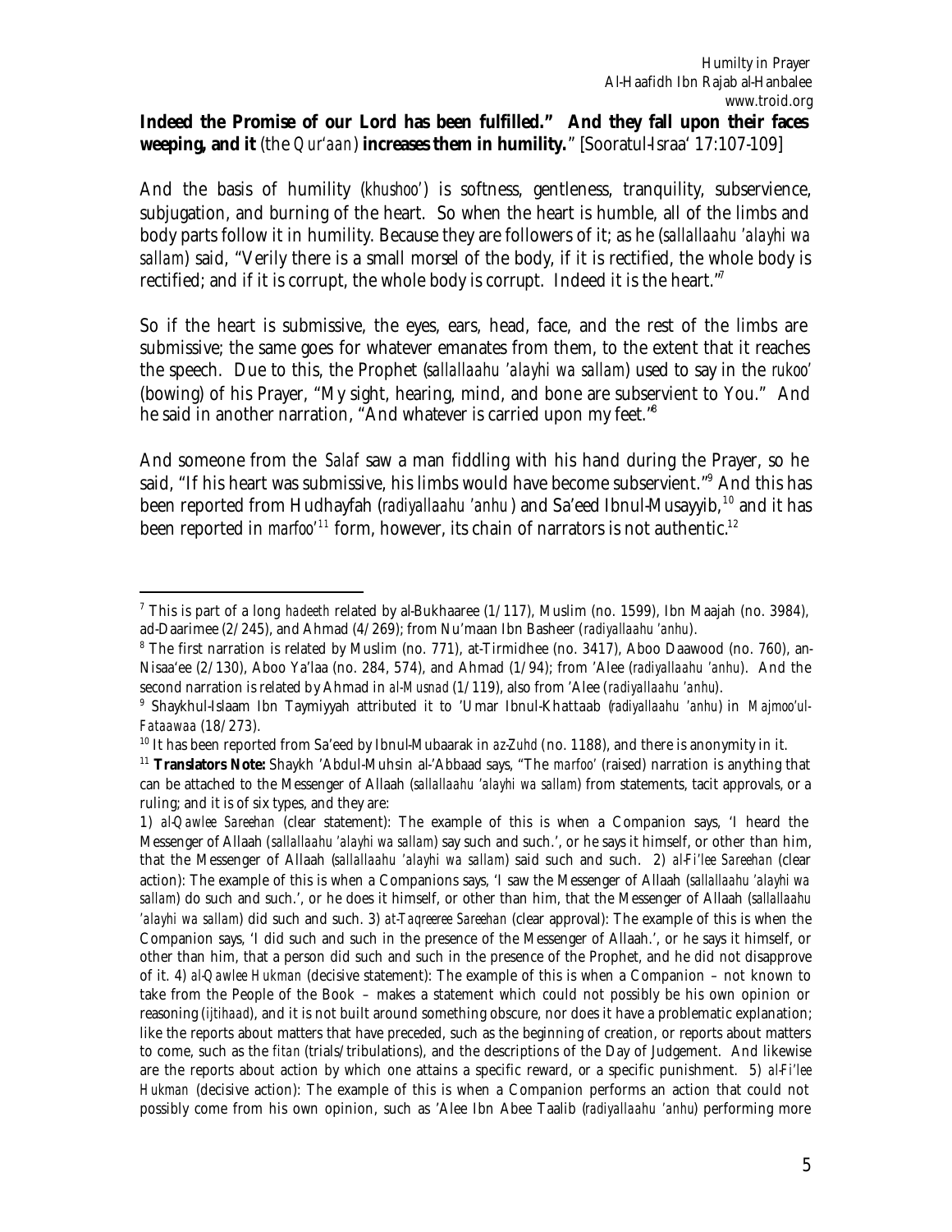**Indeed the Promise of our Lord has been fulfilled." And they fall upon their faces weeping, and it** (the *Qur'aan*) **increases them in humility.**" [Sooratul-Israa' 17:107-109]

And the basis of humility (*khushoo'*) is softness, gentleness, tranquility, subservience, subjugation, and burning of the heart. So when the heart is humble, all of the limbs and body parts follow it in humility. Because they are followers of it; as he (*sallallaahu 'alayhi wa sallam*) said, "Verily there is a small morsel of the body, if it is rectified, the whole body is rectified; and if it is corrupt, the whole body is corrupt. Indeed it is the heart."[7]

So if the heart is submissive, the eyes, ears, head, face, and the rest of the limbs are submissive; the same goes for whatever emanates from them, to the extent that it reaches the speech. Due to this, the Prophet (*sallallaahu 'alayhi wa sallam*) used to say in the *rukoo'* (bowing) of his Prayer, "My sight, hearing, mind, and bone are subservient to You." And he said in another narration, "And whatever is carried upon my feet."[8]

And someone from the *Salaf* saw a man fiddling with his hand during the Prayer, so he said, "If his heart was submissive, his limbs would have become subservient."[9] And this has been reported from Hudhayfah (*radiyallaahu 'anhu*) and Sa'eed Ibnul-Musayyib,[10] and it has been reported in *marfoo'*[11] form, however, its chain of narrators is not authentic.[12]

---

[7] This is part of a long *hadeeth* related by al-Bukhaaree (1/117), Muslim (no. 1599), Ibn Maajah (no. 3984), ad-Daarimee (2/245), and Ahmad (4/269); from Nu'maan Ibn Basheer (*radiyallaahu 'anhu*).

[8] The first narration is related by Muslim (no. 771), at-Tirmidhee (no. 3417), Aboo Daawood (no. 760), an-Nisaa'ee (2/130), Aboo Ya'laa (no. 284, 574), and Ahmad (1/94); from 'Alee (*radiyallaahu 'anhu*). And the second narration is related by Ahmad in *al-Musnad* (1/119), also from 'Alee (*radiyallaahu 'anhu*).

[9] Shaykhul-Islaam Ibn Taymiyyah attributed it to 'Umar Ibnul-Khattaab (*radiyallaahu 'anhu*) in *Majmoo'ul-Fataawaa* (18/273).

[10] It has been reported from Sa'eed by Ibnul-Mubaarak in *az-Zuhd* (no. 1188), and there is anonymity in it.

[11] **Translators Note:** Shaykh 'Abdul-Muhsin al-'Abbaad says, "The *marfoo'* (raised) narration is anything that can be attached to the Messenger of Allaah (*sallallaahu 'alayhi wa sallam*) from statements, tacit approvals, or a ruling; and it is of six types, and they are:

1) *al-Qawlee Sareehan* (clear statement): The example of this is when a Companion says, 'I heard the Messenger of Allaah (*sallallaahu 'alayhi wa sallam*) say such and such.', or he says it himself, or other than him, that the Messenger of Allaah (*sallallaahu 'alayhi wa sallam*) said such and such. 2) *al-Fi'lee Sareehan* (clear action): The example of this is when a Companions says, 'I saw the Messenger of Allaah (*sallallaahu 'alayhi wa sallam*) do such and such.', or he does it himself, or other than him, that the Messenger of Allaah (*sallallaahu 'alayhi wa sallam*) did such and such. 3) *at-Taqreeree Sareehan* (clear approval): The example of this is when the Companion says, 'I did such and such in the presence of the Messenger of Allaah.', or he says it himself, or other than him, that a person did such and such in the presence of the Prophet, and he did not disapprove of it. 4) *al-Qawlee Hukman* (decisive statement): The example of this is when a Companion – not known to take from the People of the Book – makes a statement which could not possibly be his own opinion or reasoning (*ijtihaad*), and it is not built around something obscure, nor does it have a problematic explanation; like the reports about matters that have preceded, such as the beginning of creation, or reports about matters to come, such as the *fitan* (trials/tribulations), and the descriptions of the Day of Judgement. And likewise are the reports about action by which one attains a specific reward, or a specific punishment. 5) *al-Fi'lee Hukman* (decisive action): The example of this is when a Companion performs an action that could not possibly come from his own opinion, such as 'Alee Ibn Abee Taalib (*radiyallaahu 'anhu*) performing more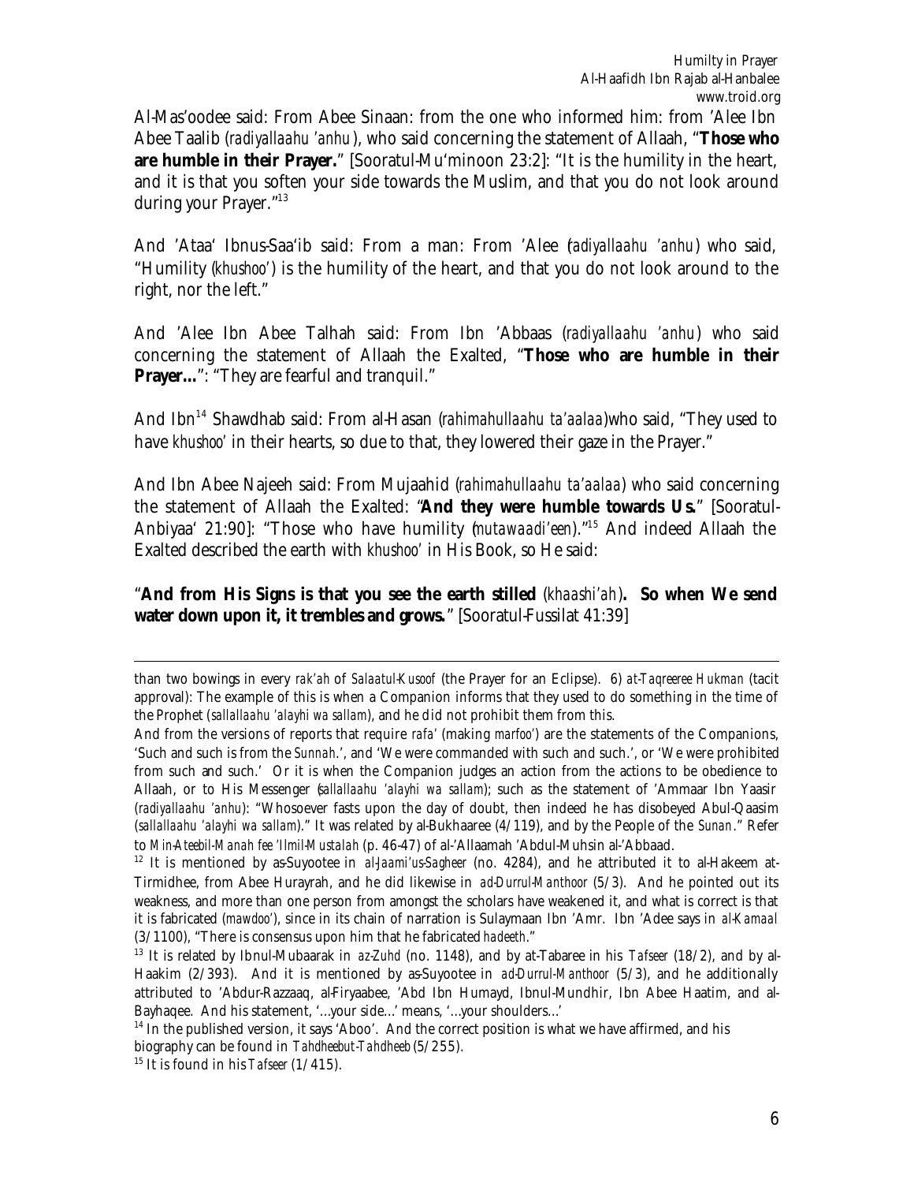Al-Mas'oodee said: From Abee Sinaan: from the one who informed him: from 'Alee Ibn Abee Taalib (*radiyallaahu 'anhu*), who said concerning the statement of Allaah, "**Those who are humble in their Prayer.**" [Sooratul-Mu'minoon 23:2]: "It is the humility in the heart, and it is that you soften your side towards the Muslim, and that you do not look around during your Prayer."[13]

And 'Ataa' Ibnus-Saa'ib said: From a man: From 'Alee (*radiyallaahu 'anhu*) who said, "Humility (*khushoo'*) is the humility of the heart, and that you do not look around to the right, nor the left."

And 'Alee Ibn Abee Talhah said: From Ibn 'Abbaas (*radiyallaahu 'anhu*) who said concerning the statement of Allaah the Exalted, "**Those who are humble in their Prayer...**": "They are fearful and tranquil."

And Ibn[14] Shawdhab said: From al-Hasan (*rahimahullaahu ta'aalaa*) who said, "They used to have *khushoo'* in their hearts, so due to that, they lowered their gaze in the Prayer."

And Ibn Abee Najeeh said: From Mujaahid (*rahimahullaahu ta'aalaa*) who said concerning the statement of Allaah the Exalted: "**And they were humble towards Us.**" [Sooratul-Anbiyaa' 21:90]: "Those who have humility (*mutawaadi'een*)."[15] And indeed Allaah the Exalted described the earth with *khushoo'* in His Book, so He said:

"**And from His Signs is that you see the earth stilled** (*khaashi'ah*)**. So when We send water down upon it, it trembles and grows.**" [Sooratul-Fussilat 41:39]

---

than two bowings in every *rak'ah* of *Salaatul-Kusoof* (the Prayer for an Eclipse). 6) *at-Taqreeree Hukman* (tacit approval): The example of this is when a Companion informs that they used to do something in the time of the Prophet (*sallallaahu 'alayhi wa sallam*), and he did not prohibit them from this.

And from the versions of reports that require *rafa'* (making *marfoo'*) are the statements of the Companions, 'Such and such is from the *Sunnah*.', and 'We were commanded with such and such.', or 'We were prohibited from such and such.' Or it is when the Companion judges an action from the actions to be obedience to Allaah, or to His Messenger (*sallallaahu 'alayhi wa sallam*); such as the statement of 'Ammaar Ibn Yaasir (*radiyallaahu 'anhu*): "Whosoever fasts upon the day of doubt, then indeed he has disobeyed Abul-Qaasim (*sallallaahu 'alayhi wa sallam*)." It was related by al-Bukhaaree (4/119), and by the People of the *Sunan*." Refer to *Min-Ateebil-Manah fee 'Ilmil-Mustalah* (p. 46-47) of al-'Allaamah 'Abdul-Muhsin al-'Abbaad.

[12] It is mentioned by as-Suyootee in *al-Jaami'us-Sagheer* (no. 4284), and he attributed it to al-Hakeem at-Tirmidhee, from Abee Hurayrah, and he did likewise in *ad-Durrul-Manthoor* (5/3). And he pointed out its weakness, and more than one person from amongst the scholars have weakened it, and what is correct is that it is fabricated (*mawdoo'*), since in its chain of narration is Sulaymaan Ibn 'Amr. Ibn 'Adee says in *al-Kamaal* (3/1100), "There is consensus upon him that he fabricated *hadeeth*."

[13] It is related by Ibnul-Mubaarak in *az-Zuhd* (no. 1148), and by at-Tabaree in his *Tafseer* (18/2), and by al-Haakim (2/393). And it is mentioned by as-Suyootee in *ad-Durrul-Manthoor* (5/3), and he additionally attributed to 'Abdur-Razzaaq, al-Firyaabee, 'Abd Ibn Humayd, Ibnul-Mundhir, Ibn Abee Haatim, and al-Bayhaqee. And his statement, '...your side...' means, '...your shoulders...'

[14] In the published version, it says 'Aboo'. And the correct position is what we have affirmed, and his biography can be found in *Tahdheebut-Tahdheeb* (5/255).

[15] It is found in his *Tafseer* (1/415).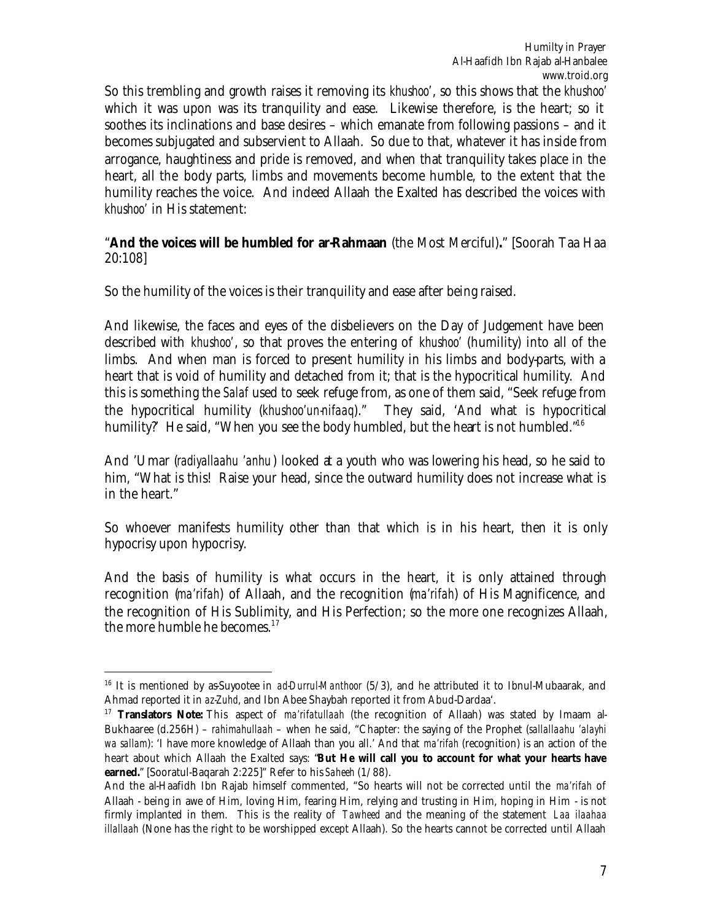So this trembling and growth raises it removing its *khushoo'*, so this shows that the *khushoo'* which it was upon was its tranquility and ease. Likewise therefore, is the heart; so it soothes its inclinations and base desires – which emanate from following passions – and it becomes subjugated and subservient to Allaah. So due to that, whatever it has inside from arrogance, haughtiness and pride is removed, and when that tranquility takes place in the heart, all the body parts, limbs and movements become humble, to the extent that the humility reaches the voice. And indeed Allaah the Exalted has described the voices with *khushoo'* in His statement:

"**And the voices will be humbled for ar-Rahmaan** (the Most Merciful)**.**" [Soorah Taa Haa 20:108]

So the humility of the voices is their tranquility and ease after being raised.

And likewise, the faces and eyes of the disbelievers on the Day of Judgement have been described with *khushoo'*, so that proves the entering of *khushoo'* (humility) into all of the limbs. And when man is forced to present humility in his limbs and body-parts, with a heart that is void of humility and detached from it; that is the hypocritical humility. And this is something the *Salaf* used to seek refuge from, as one of them said, "Seek refuge from the hypocritical humility (*khushoo'un-nifaaq*)." They said, 'And what is hypocritical humility?' He said, "When you see the body humbled, but the heart is not humbled."[16]

And 'Umar (*radiyallaahu 'anhu*) looked at a youth who was lowering his head, so he said to him, "What is this! Raise your head, since the outward humility does not increase what is in the heart."

So whoever manifests humility other than that which is in his heart, then it is only hypocrisy upon hypocrisy.

And the basis of humility is what occurs in the heart, it is only attained through recognition (*ma'rifah*) of Allaah, and the recognition (*ma'rifah*) of His Magnificence, and the recognition of His Sublimity, and His Perfection; so the more one recognizes Allaah, the more humble he becomes.[17]

---

[16] It is mentioned by as-Suyootee in *ad-Durrul-Manthoor* (5/3), and he attributed it to Ibnul-Mubaarak, and Ahmad reported it in *az-Zuhd*, and Ibn Abee Shaybah reported it from Abud-Dardaa'.

[17] **Translators Note:** This aspect of *ma'rifatullaah* (the recognition of Allaah) was stated by Imaam al-Bukhaaree (d.256H) – *rahimahullaah* – when he said, "Chapter: the saying of the Prophet (*sallallaahu 'alayhi wa sallam*): 'I have more knowledge of Allaah than you all.' And that *ma'rifah* (recognition) is an action of the heart about which Allaah the Exalted says: "**But He will call you to account for what your hearts have earned.**" [Sooratul-Baqarah 2:225]" Refer to his *Saheeh* (1/88).

And the al-Haafidh Ibn Rajab himself commented, "So hearts will not be corrected until the *ma'rifah* of Allaah - being in awe of Him, loving Him, fearing Him, relying and trusting in Him, hoping in Him - is not firmly implanted in them. This is the reality of *Tawheed* and the meaning of the statement *Laa ilaahaa illallaah* (None has the right to be worshipped except Allaah). So the hearts cannot be corrected until Allaah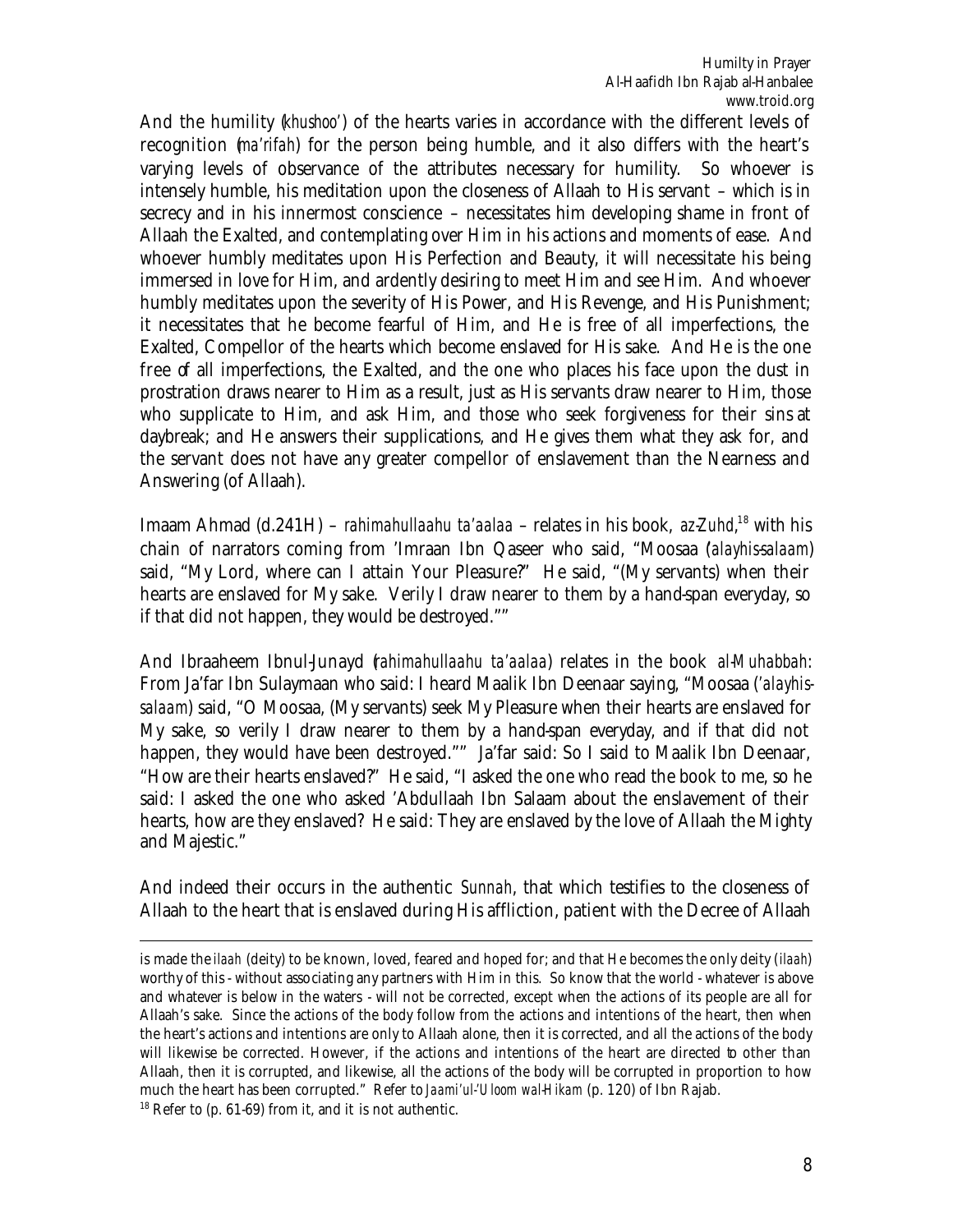And the humility (*khushoo'*) of the hearts varies in accordance with the different levels of recognition (*ma'rifah*) for the person being humble, and it also differs with the heart's varying levels of observance of the attributes necessary for humility. So whoever is intensely humble, his meditation upon the closeness of Allaah to His servant – which is in secrecy and in his innermost conscience – necessitates him developing shame in front of Allaah the Exalted, and contemplating over Him in his actions and moments of ease. And whoever humbly meditates upon His Perfection and Beauty, it will necessitate his being immersed in love for Him, and ardently desiring to meet Him and see Him. And whoever humbly meditates upon the severity of His Power, and His Revenge, and His Punishment; it necessitates that he become fearful of Him, and He is free of all imperfections, the Exalted, Compellor of the hearts which become enslaved for His sake. And He is the one free of all imperfections, the Exalted, and the one who places his face upon the dust in prostration draws nearer to Him as a result, just as His servants draw nearer to Him, those who supplicate to Him, and ask Him, and those who seek forgiveness for their sins at daybreak; and He answers their supplications, and He gives them what they ask for, and the servant does not have any greater compellor of enslavement than the Nearness and Answering (of Allaah).

Imaam Ahmad (d.241H) – *rahimahullaahu ta'aalaa* – relates in his book, *az-Zuhd*,[18] with his chain of narrators coming from 'Imraan Ibn Qaseer who said, "Moosaa (*alayhis-salaam*) said, "My Lord, where can I attain Your Pleasure?" He said, "(My servants) when their hearts are enslaved for My sake. Verily I draw nearer to them by a hand-span everyday, so if that did not happen, they would be destroyed.""

And Ibraaheem Ibnul-Junayd (*rahimahullaahu ta'aalaa*) relates in the book *al-Muhabbah*: From Ja'far Ibn Sulaymaan who said: I heard Maalik Ibn Deenaar saying, "Moosaa (*'alayhis-salaam*) said, "O Moosaa, (My servants) seek My Pleasure when their hearts are enslaved for My sake, so verily I draw nearer to them by a hand-span everyday, and if that did not happen, they would have been destroyed."" Ja'far said: So I said to Maalik Ibn Deenaar, "How are their hearts enslaved?" He said, "I asked the one who read the book to me, so he said: I asked the one who asked 'Abdullaah Ibn Salaam about the enslavement of their hearts, how are they enslaved? He said: They are enslaved by the love of Allaah the Mighty and Majestic."

And indeed their occurs in the authentic *Sunnah*, that which testifies to the closeness of Allaah to the heart that is enslaved during His affliction, patient with the Decree of Allaah

---

is made the *ilaah* (deity) to be known, loved, feared and hoped for; and that He becomes the only deity (*ilaah*) worthy of this - without associating any partners with Him in this. So know that the world - whatever is above and whatever is below in the waters - will not be corrected, except when the actions of its people are all for Allaah's sake. Since the actions of the body follow from the actions and intentions of the heart, then when the heart's actions and intentions are only to Allaah alone, then it is corrected, and all the actions of the body will likewise be corrected. However, if the actions and intentions of the heart are directed to other than Allaah, then it is corrupted, and likewise, all the actions of the body will be corrupted in proportion to how much the heart has been corrupted." Refer to *Jaami'ul-'Uloom wal-Hikam* (p. 120) of Ibn Rajab.

[18] Refer to (p. 61-69) from it, and it is not authentic.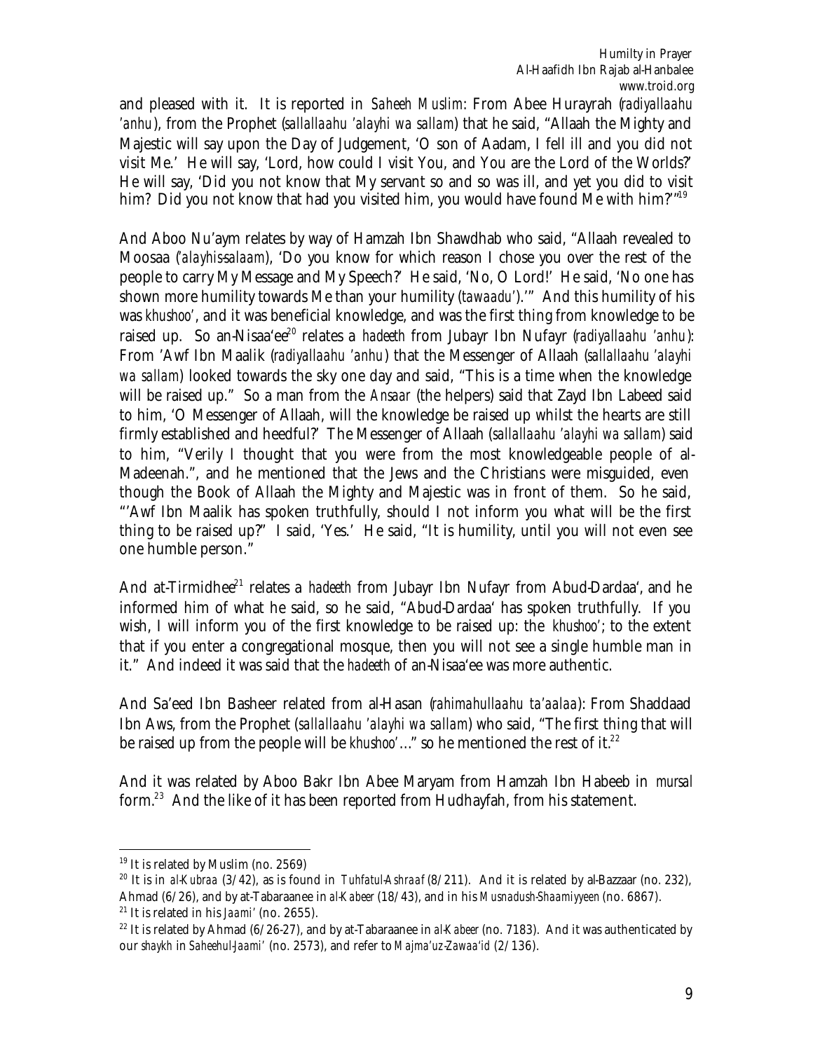and pleased with it. It is reported in *Saheeh Muslim*: From Abee Hurayrah (*radiyallaahu 'anhu*), from the Prophet (*sallallaahu 'alayhi wa sallam*) that he said, "Allaah the Mighty and Majestic will say upon the Day of Judgement, 'O son of Aadam, I fell ill and you did not visit Me.' He will say, 'Lord, how could I visit You, and You are the Lord of the Worlds?' He will say, 'Did you not know that My servant so and so was ill, and yet you did to visit him? Did you not know that had you visited him, you would have found Me with him?'"[19]

And Aboo Nu'aym relates by way of Hamzah Ibn Shawdhab who said, "Allaah revealed to Moosaa (*'alayhis-salaam*), 'Do you know for which reason I chose you over the rest of the people to carry My Message and My Speech?' He said, 'No, O Lord!' He said, 'No one has shown more humility towards Me than your humility (*tawaadu'*).'" And this humility of his was *khushoo'*, and it was beneficial knowledge, and was the first thing from knowledge to be raised up. So an-Nisaa'ee[20] relates a *hadeeth* from Jubayr Ibn Nufayr (*radiyallaahu 'anhu*): From 'Awf Ibn Maalik (*radiyallaahu 'anhu*) that the Messenger of Allaah (*sallallaahu 'alayhi wa sallam*) looked towards the sky one day and said, "This is a time when the knowledge will be raised up." So a man from the *Ansaar* (the helpers) said that Zayd Ibn Labeed said to him, 'O Messenger of Allaah, will the knowledge be raised up whilst the hearts are still firmly established and heedful?' The Messenger of Allaah (*sallallaahu 'alayhi wa sallam*) said to him, "Verily I thought that you were from the most knowledgeable people of al-Madeenah.", and he mentioned that the Jews and the Christians were misguided, even though the Book of Allaah the Mighty and Majestic was in front of them. So he said, "'Awf Ibn Maalik has spoken truthfully, should I not inform you what will be the first thing to be raised up?" I said, 'Yes.' He said, "It is humility, until you will not even see one humble person."

And at-Tirmidhee[21] relates a *hadeeth* from Jubayr Ibn Nufayr from Abud-Dardaa', and he informed him of what he said, so he said, "Abud-Dardaa' has spoken truthfully. If you wish, I will inform you of the first knowledge to be raised up: the *khushoo'*; to the extent that if you enter a congregational mosque, then you will not see a single humble man in it." And indeed it was said that the *hadeeth* of an-Nisaa'ee was more authentic.

And Sa'eed Ibn Basheer related from al-Hasan (*rahimahullaahu ta'aalaa*): From Shaddaad Ibn Aws, from the Prophet (*sallallaahu 'alayhi wa sallam*) who said, "The first thing that will be raised up from the people will be *khushoo'*..." so he mentioned the rest of it.[22]

And it was related by Aboo Bakr Ibn Abee Maryam from Hamzah Ibn Habeeb in *mursal* form.[23] And the like of it has been reported from Hudhayfah, from his statement.

---

[19] It is related by Muslim (no. 2569)

[20] It is in *al-Kubraa* (3/42), as is found in *Tuhfatul-Ashraaf* (8/211). And it is related by al-Bazzaar (no. 232), Ahmad (6/26), and by at-Tabaraanee in *al-Kabeer* (18/43), and in his *Musnadush-Shaamiyyeen* (no. 6867).

[21] It is related in his *Jaami'* (no. 2655).

[22] It is related by Ahmad (6/26-27), and by at-Tabaraanee in *al-Kabeer* (no. 7183). And it was authenticated by our *shaykh* in *Saheehul-Jaami'* (no. 2573), and refer to *Majma'uz-Zawaa'id* (2/136).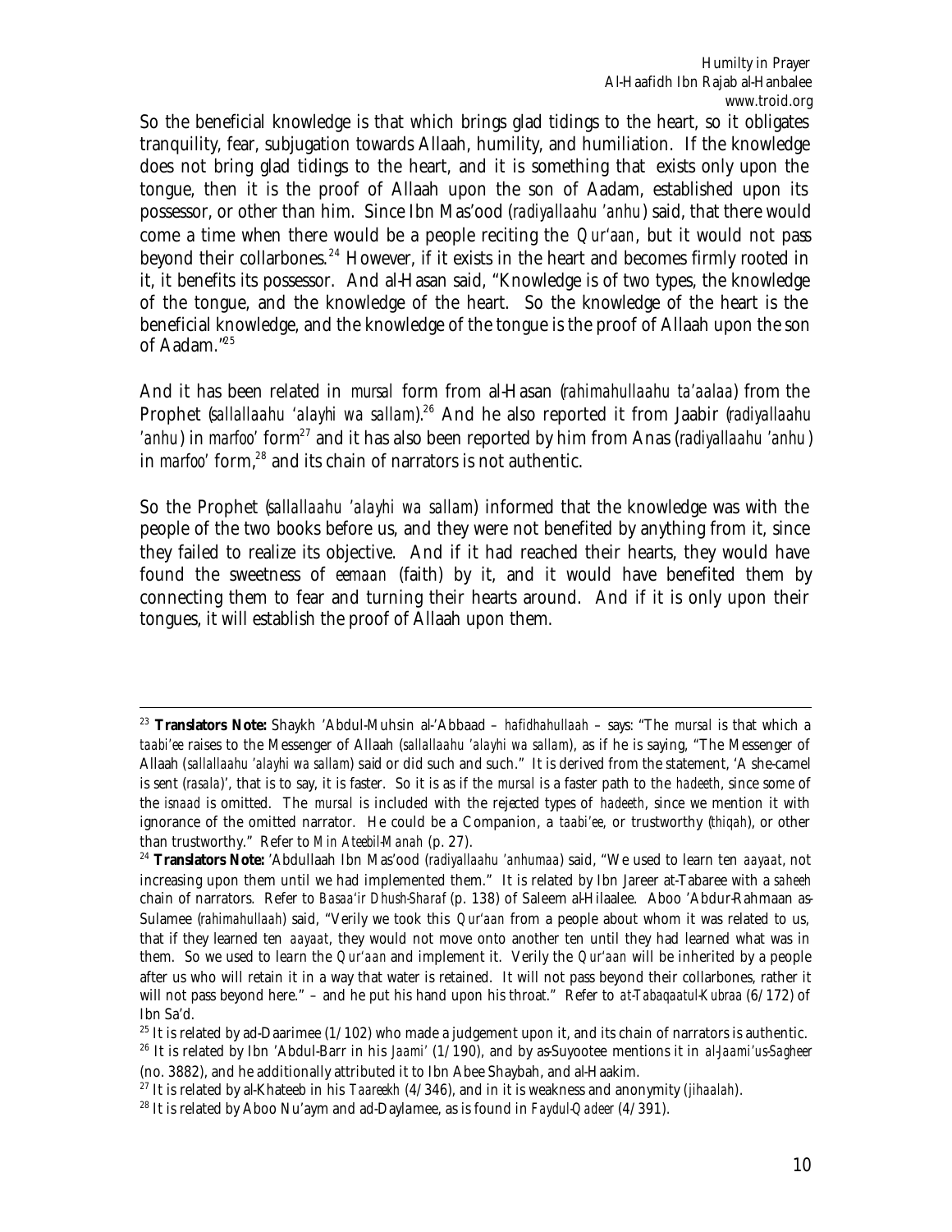So the beneficial knowledge is that which brings glad tidings to the heart, so it obligates tranquility, fear, subjugation towards Allaah, humility, and humiliation. If the knowledge does not bring glad tidings to the heart, and it is something that exists only upon the tongue, then it is the proof of Allaah upon the son of Aadam, established upon its possessor, or other than him. Since Ibn Mas'ood (*radiyallaahu 'anhu*) said, that there would come a time when there would be a people reciting the *Qur'aan*, but it would not pass beyond their collarbones.[24] However, if it exists in the heart and becomes firmly rooted in it, it benefits its possessor. And al-Hasan said, "Knowledge is of two types, the knowledge of the tongue, and the knowledge of the heart. So the knowledge of the heart is the beneficial knowledge, and the knowledge of the tongue is the proof of Allaah upon the son of Aadam."[25]

And it has been related in *mursal* form from al-Hasan (*rahimahullaahu ta'aalaa*) from the Prophet (*sallallaahu 'alayhi wa sallam*).[26] And he also reported it from Jaabir (*radiyallaahu 'anhu*) in *marfoo'* form[27] and it has also been reported by him from Anas (*radiyallaahu 'anhu*) in *marfoo'* form,[28] and its chain of narrators is not authentic.

So the Prophet (*sallallaahu 'alayhi wa sallam*) informed that the knowledge was with the people of the two books before us, and they were not benefited by anything from it, since they failed to realize its objective. And if it had reached their hearts, they would have found the sweetness of *eemaan* (faith) by it, and it would have benefited them by connecting them to fear and turning their hearts around. And if it is only upon their tongues, it will establish the proof of Allaah upon them.

---

[23] **Translators Note:** Shaykh 'Abdul-Muhsin al-'Abbaad – *hafidhahullaah* – says: "The *mursal* is that which a *taabi'ee* raises to the Messenger of Allaah (*sallallaahu 'alayhi wa sallam*), as if he is saying, "The Messenger of Allaah (*sallallaahu 'alayhi wa sallam*) said or did such and such." It is derived from the statement, 'A she-camel is sent (*rasala*)', that is to say, it is faster. So it is as if the *mursal* is a faster path to the *hadeeth*, since some of the *isnaad* is omitted. The *mursal* is included with the rejected types of *hadeeth*, since we mention it with ignorance of the omitted narrator. He could be a Companion, a *taabi'ee*, or trustworthy (*thiqah*), or other than trustworthy." Refer to *Min Ateebil-Manah* (p. 27).

[24] **Translators Note:** 'Abdullaah Ibn Mas'ood (*radiyallaahu 'anhumaa*) said, "We used to learn ten *aayaat*, not increasing upon them until we had implemented them." It is related by Ibn Jareer at-Tabaree with a *saheeh* chain of narrators. Refer to *Basaa'ir Dhush-Sharaf* (p. 138) of Saleem al-Hilaalee. Aboo 'Abdur-Rahmaan as-Sulamee (*rahimahullaah*) said, "Verily we took this *Qur'aan* from a people about whom it was related to us, that if they learned ten *aayaat*, they would not move onto another ten until they had learned what was in them. So we used to learn the *Qur'aan* and implement it. Verily the *Qur'aan* will be inherited by a people after us who will retain it in a way that water is retained. It will not pass beyond their collarbones, rather it will not pass beyond here." – and he put his hand upon his throat." Refer to *at-Tabaqaatul-Kubraa* (6/172) of Ibn Sa'd.

[25] It is related by ad-Daarimee (1/102) who made a judgement upon it, and its chain of narrators is authentic.

[26] It is related by Ibn 'Abdul-Barr in his *Jaami'* (1/190), and by as-Suyootee mentions it in *al-Jaami'us-Sagheer* (no. 3882), and he additionally attributed it to Ibn Abee Shaybah, and al-Haakim.

[27] It is related by al-Khateeb in his *Taareekh* (4/346), and in it is weakness and anonymity (*jihaalah*).

[28] It is related by Aboo Nu'aym and ad-Daylamee, as is found in *Faydul-Qadeer* (4/391).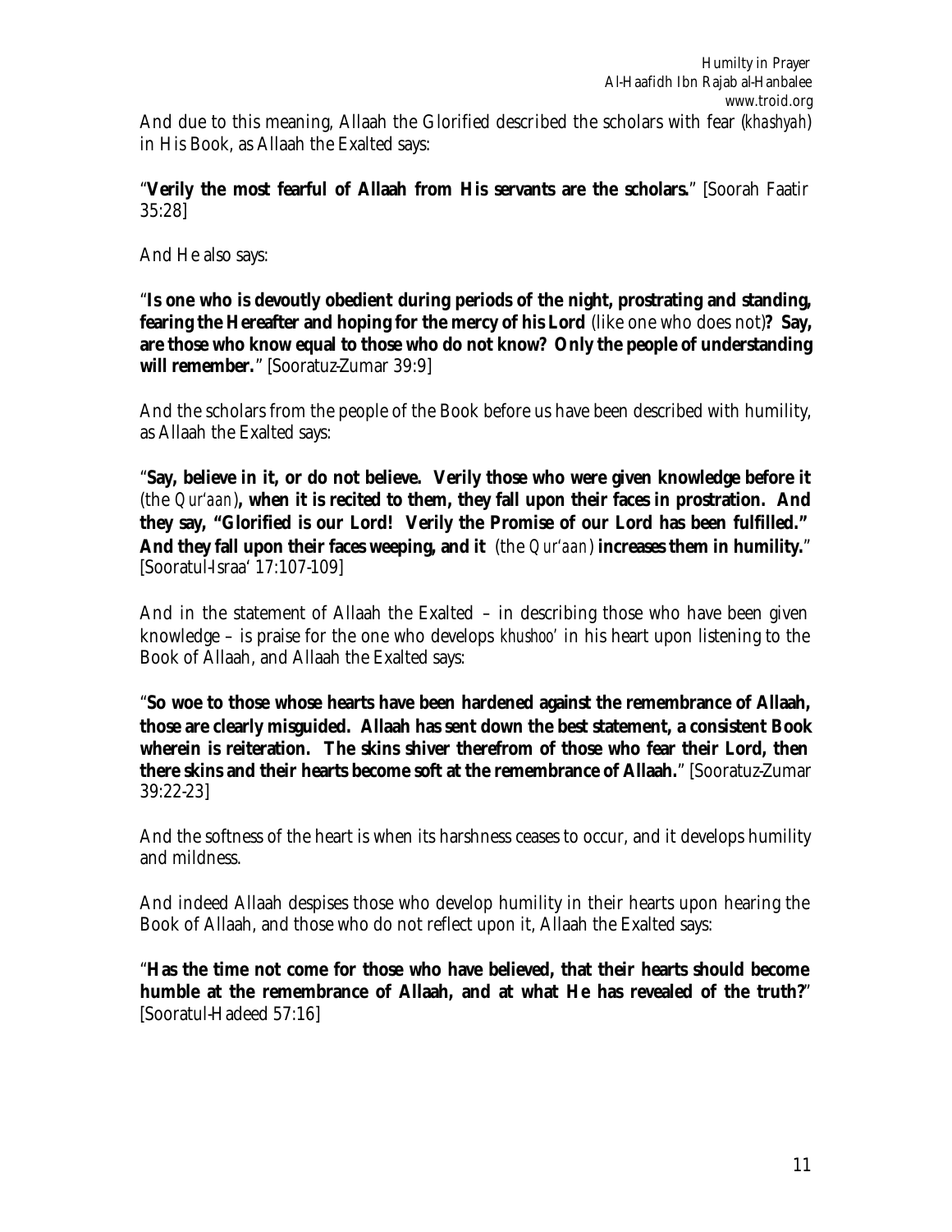And due to this meaning, Allaah the Glorified described the scholars with fear (*khashyah*) in His Book, as Allaah the Exalted says:

"**Verily the most fearful of Allaah from His servants are the scholars.**" [Soorah Faatir 35:28]

And He also says:

"**Is one who is devoutly obedient during periods of the night, prostrating and standing, fearing the Hereafter and hoping for the mercy of his Lord** (like one who does not)**? Say, are those who know equal to those who do not know? Only the people of understanding will remember.**" [Sooratuz-Zumar 39:9]

And the scholars from the people of the Book before us have been described with humility, as Allaah the Exalted says:

"**Say, believe in it, or do not believe. Verily those who were given knowledge before it** (the *Qur'aan*)**, when it is recited to them, they fall upon their faces in prostration. And they say, "Glorified is our Lord! Verily the Promise of our Lord has been fulfilled." And they fall upon their faces weeping, and it** (the *Qur'aan*) **increases them in humility.**" [Sooratul-Israa' 17:107-109]

And in the statement of Allaah the Exalted – in describing those who have been given knowledge – is praise for the one who develops *khushoo'* in his heart upon listening to the Book of Allaah, and Allaah the Exalted says:

"**So woe to those whose hearts have been hardened against the remembrance of Allaah, those are clearly misguided. Allaah has sent down the best statement, a consistent Book wherein is reiteration. The skins shiver therefrom of those who fear their Lord, then there skins and their hearts become soft at the remembrance of Allaah.**" [Sooratuz-Zumar 39:22-23]

And the softness of the heart is when its harshness ceases to occur, and it develops humility and mildness.

And indeed Allaah despises those who develop humility in their hearts upon hearing the Book of Allaah, and those who do not reflect upon it, Allaah the Exalted says:

"**Has the time not come for those who have believed, that their hearts should become humble at the remembrance of Allaah, and at what He has revealed of the truth?**" [Sooratul-Hadeed 57:16]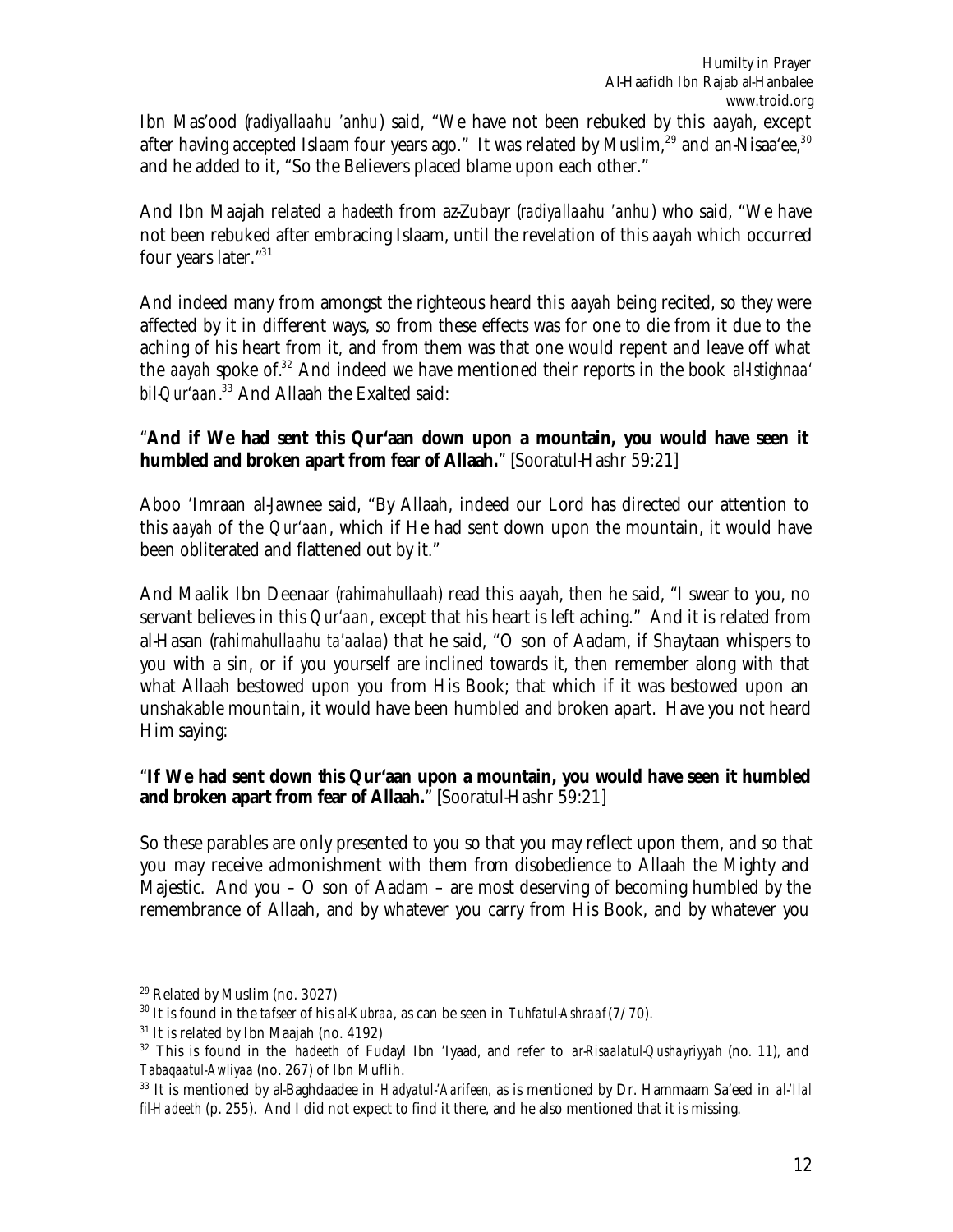Ibn Mas'ood (*radiyallaahu 'anhu*) said, "We have not been rebuked by this *aayah*, except after having accepted Islaam four years ago." It was related by Muslim,[29] and an-Nisaa'ee,[30] and he added to it, "So the Believers placed blame upon each other."

And Ibn Maajah related a *hadeeth* from az-Zubayr (*radiyallaahu 'anhu*) who said, "We have not been rebuked after embracing Islaam, until the revelation of this *aayah* which occurred four years later."[31]

And indeed many from amongst the righteous heard this *aayah* being recited, so they were affected by it in different ways, so from these effects was for one to die from it due to the aching of his heart from it, and from them was that one would repent and leave off what the *aayah* spoke of.[32] And indeed we have mentioned their reports in the book *al-Istighnaa' bil-Qur'aan*.[33] And Allaah the Exalted said:

"**And if We had sent this Qur'aan down upon a mountain, you would have seen it humbled and broken apart from fear of Allaah.**" [Sooratul-Hashr 59:21]

Aboo 'Imraan al-Jawnee said, "By Allaah, indeed our Lord has directed our attention to this *aayah* of the *Qur'aan*, which if He had sent down upon the mountain, it would have been obliterated and flattened out by it."

And Maalik Ibn Deenaar (*rahimahullaah*) read this *aayah*, then he said, "I swear to you, no servant believes in this *Qur'aan*, except that his heart is left aching." And it is related from al-Hasan (*rahimahullaahu ta'aalaa*) that he said, "O son of Aadam, if Shaytaan whispers to you with a sin, or if you yourself are inclined towards it, then remember along with that what Allaah bestowed upon you from His Book; that which if it was bestowed upon an unshakable mountain, it would have been humbled and broken apart. Have you not heard Him saying:

"**If We had sent down this Qur'aan upon a mountain, you would have seen it humbled and broken apart from fear of Allaah.**" [Sooratul-Hashr 59:21]

So these parables are only presented to you so that you may reflect upon them, and so that you may receive admonishment with them from disobedience to Allaah the Mighty and Majestic. And you – O son of Aadam – are most deserving of becoming humbled by the remembrance of Allaah, and by whatever you carry from His Book, and by whatever you

---

[29] Related by Muslim (no. 3027)

[30] It is found in the *tafseer* of his *al-Kubraa*, as can be seen in *Tuhfatul-Ashraaf* (7/70).

[31] It is related by Ibn Maajah (no. 4192)

[32] This is found in the *hadeeth* of Fudayl Ibn 'Iyaad, and refer to *ar-Risaalatul-Qushayriyyah* (no. 11), and *Tabaqaatul-Awliyaa* (no. 267) of Ibn Muflih.

[33] It is mentioned by al-Baghdaadee in *Hadyatul-'Aarifeen*, as is mentioned by Dr. Hammaam Sa'eed in *al-'Ilal fil-Hadeeth* (p. 255). And I did not expect to find it there, and he also mentioned that it is missing.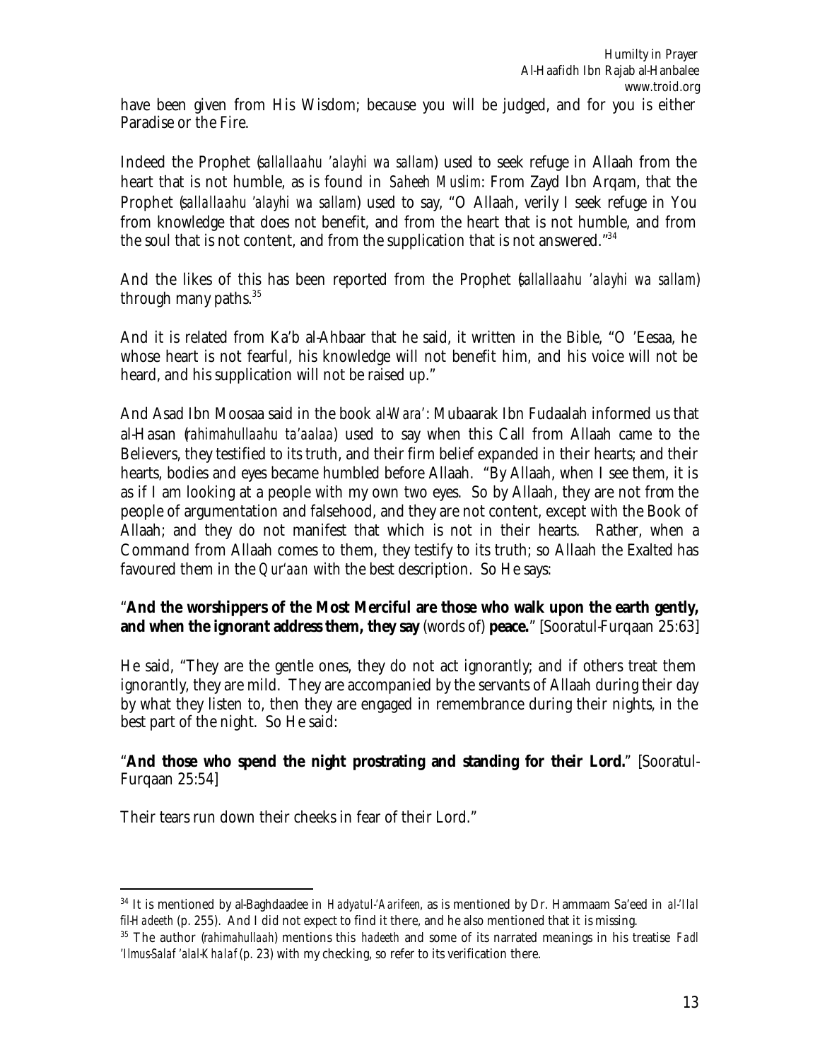have been given from His Wisdom; because you will be judged, and for you is either Paradise or the Fire.

Indeed the Prophet (*sallallaahu 'alayhi wa sallam*) used to seek refuge in Allaah from the heart that is not humble, as is found in *Saheeh Muslim*: From Zayd Ibn Arqam, that the Prophet (*sallallaahu 'alayhi wa sallam*) used to say, "O Allaah, verily I seek refuge in You from knowledge that does not benefit, and from the heart that is not humble, and from the soul that is not content, and from the supplication that is not answered."[34]

And the likes of this has been reported from the Prophet (*sallallaahu 'alayhi wa sallam*) through many paths.[35]

And it is related from Ka'b al-Ahbaar that he said, it written in the Bible, "O 'Eesaa, he whose heart is not fearful, his knowledge will not benefit him, and his voice will not be heard, and his supplication will not be raised up."

And Asad Ibn Moosaa said in the book *al-Wara'*: Mubaarak Ibn Fudaalah informed us that al-Hasan (*rahimahullaahu ta'aalaa*) used to say when this Call from Allaah came to the Believers, they testified to its truth, and their firm belief expanded in their hearts; and their hearts, bodies and eyes became humbled before Allaah. "By Allaah, when I see them, it is as if I am looking at a people with my own two eyes. So by Allaah, they are not from the people of argumentation and falsehood, and they are not content, except with the Book of Allaah; and they do not manifest that which is not in their hearts. Rather, when a Command from Allaah comes to them, they testify to its truth; so Allaah the Exalted has favoured them in the *Qur'aan* with the best description. So He says:

"**And the worshippers of the Most Merciful are those who walk upon the earth gently, and when the ignorant address them, they say** (words of) **peace.**" [Sooratul-Furqaan 25:63]

He said, "They are the gentle ones, they do not act ignorantly; and if others treat them ignorantly, they are mild. They are accompanied by the servants of Allaah during their day by what they listen to, then they are engaged in remembrance during their nights, in the best part of the night. So He said:

"**And those who spend the night prostrating and standing for their Lord.**" [Sooratul-Furqaan 25:54]

Their tears run down their cheeks in fear of their Lord."

---

[34] It is mentioned by al-Baghdaadee in *Hadyatul-'Aarifeen*, as is mentioned by Dr. Hammaam Sa'eed in *al-'Ilal fil-Hadeeth* (p. 255). And I did not expect to find it there, and he also mentioned that it is missing.

[35] The author (*rahimahullaah*) mentions this *hadeeth* and some of its narrated meanings in his treatise *Fadl 'Ilmus-Salaf 'alal-Khalaf* (p. 23) with my checking, so refer to its verification there.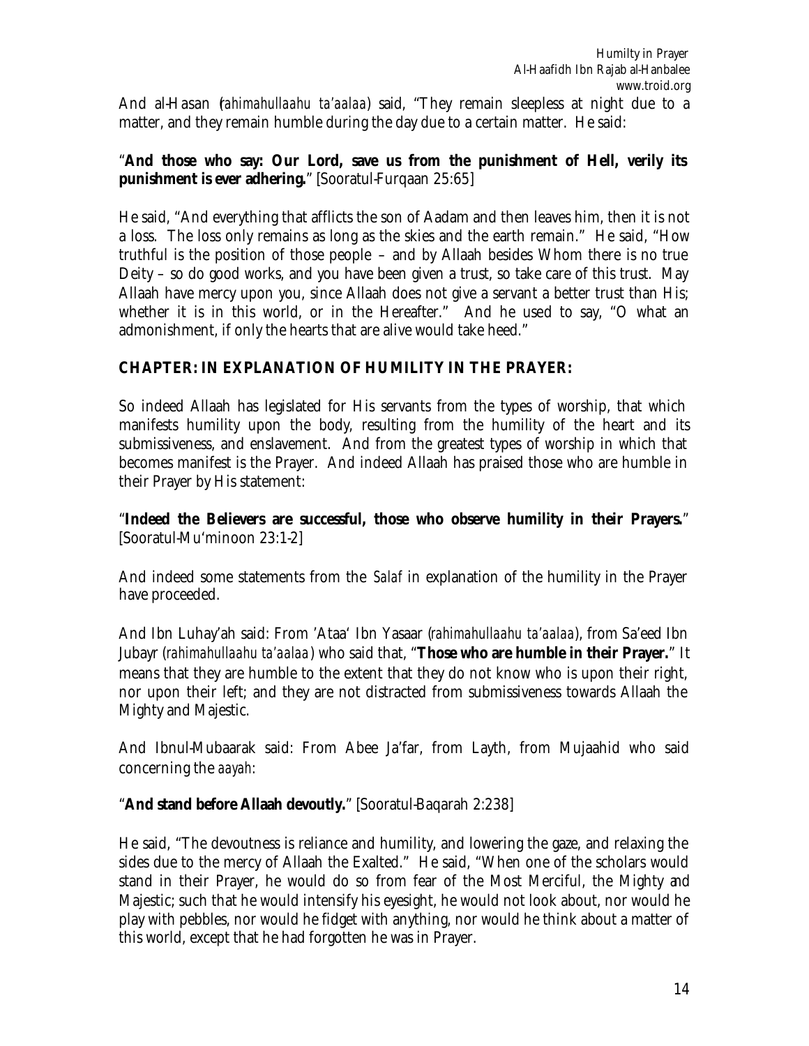And al-Hasan (*rahimahullaahu ta'aalaa*) said, "They remain sleepless at night due to a matter, and they remain humble during the day due to a certain matter. He said:

"**And those who say: Our Lord, save us from the punishment of Hell, verily its punishment is ever adhering.**" [Sooratul-Furqaan 25:65]

He said, "And everything that afflicts the son of Aadam and then leaves him, then it is not a loss. The loss only remains as long as the skies and the earth remain." He said, "How truthful is the position of those people – and by Allaah besides Whom there is no true Deity – so do good works, and you have been given a trust, so take care of this trust. May Allaah have mercy upon you, since Allaah does not give a servant a better trust than His; whether it is in this world, or in the Hereafter." And he used to say, "O what an admonishment, if only the hearts that are alive would take heed."

## CHAPTER: IN EXPLANATION OF HUMILITY IN THE PRAYER:

So indeed Allaah has legislated for His servants from the types of worship, that which manifests humility upon the body, resulting from the humility of the heart and its submissiveness, and enslavement. And from the greatest types of worship in which that becomes manifest is the Prayer. And indeed Allaah has praised those who are humble in their Prayer by His statement:

"**Indeed the Believers are successful, those who observe humility in their Prayers.**" [Sooratul-Mu'minoon 23:1-2]

And indeed some statements from the *Salaf* in explanation of the humility in the Prayer have proceeded.

And Ibn Luhay'ah said: From 'Ataa' Ibn Yasaar (*rahimahullaahu ta'aalaa*), from Sa'eed Ibn Jubayr (*rahimahullaahu ta'aalaa*) who said that, "**Those who are humble in their Prayer.**" It means that they are humble to the extent that they do not know who is upon their right, nor upon their left; and they are not distracted from submissiveness towards Allaah the Mighty and Majestic.

And Ibnul-Mubaarak said: From Abee Ja'far, from Layth, from Mujaahid who said concerning the *aayah*:

"**And stand before Allaah devoutly.**" [Sooratul-Baqarah 2:238]

He said, "The devoutness is reliance and humility, and lowering the gaze, and relaxing the sides due to the mercy of Allaah the Exalted." He said, "When one of the scholars would stand in their Prayer, he would do so from fear of the Most Merciful, the Mighty and Majestic; such that he would intensify his eyesight, he would not look about, nor would he play with pebbles, nor would he fidget with anything, nor would he think about a matter of this world, except that he had forgotten he was in Prayer.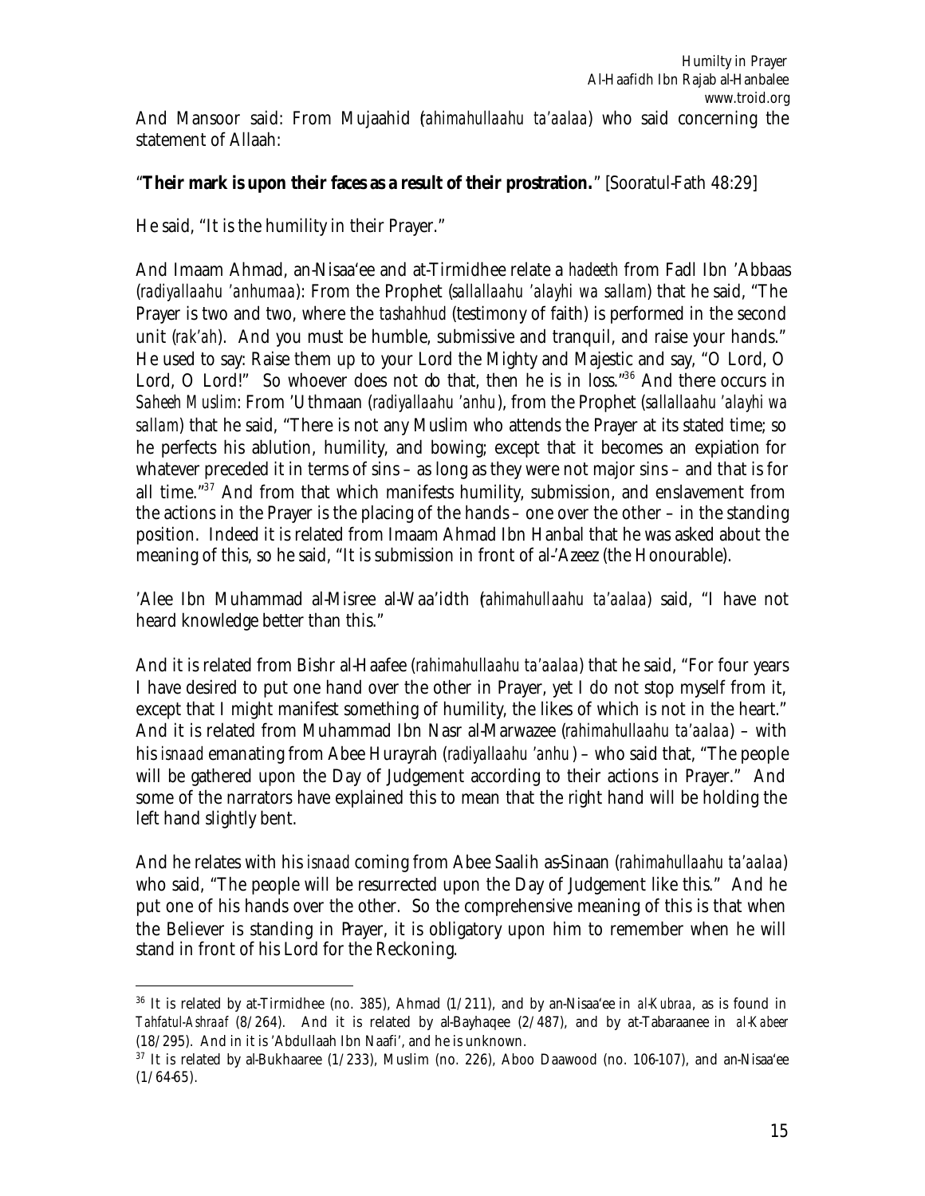And Mansoor said: From Mujaahid (*rahimahullaahu ta'aalaa*) who said concerning the statement of Allaah:

"**Their mark is upon their faces as a result of their prostration.**" [Sooratul-Fath 48:29]

He said, "It is the humility in their Prayer."

And Imaam Ahmad, an-Nisaa'ee and at-Tirmidhee relate a *hadeeth* from Fadl Ibn 'Abbaas (*radiyallaahu 'anhumaa*): From the Prophet (*sallallaahu 'alayhi wa sallam*) that he said, "The Prayer is two and two, where the *tashahhud* (testimony of faith) is performed in the second unit (*rak'ah*). And you must be humble, submissive and tranquil, and raise your hands." He used to say: Raise them up to your Lord the Mighty and Majestic and say, "O Lord, O Lord, O Lord!" So whoever does not do that, then he is in loss."[36] And there occurs in *Saheeh Muslim*: From 'Uthmaan (*radiyallaahu 'anhu*), from the Prophet (*sallallaahu 'alayhi wa sallam*) that he said, "There is not any Muslim who attends the Prayer at its stated time; so he perfects his ablution, humility, and bowing; except that it becomes an expiation for whatever preceded it in terms of sins – as long as they were not major sins – and that is for all time."[37] And from that which manifests humility, submission, and enslavement from the actions in the Prayer is the placing of the hands – one over the other – in the standing position. Indeed it is related from Imaam Ahmad Ibn Hanbal that he was asked about the meaning of this, so he said, "It is submission in front of al-'Azeez (the Honourable).

'Alee Ibn Muhammad al-Misree al-Waa'idth (*rahimahullaahu ta'aalaa*) said, "I have not heard knowledge better than this."

And it is related from Bishr al-Haafee (*rahimahullaahu ta'aalaa*) that he said, "For four years I have desired to put one hand over the other in Prayer, yet I do not stop myself from it, except that I might manifest something of humility, the likes of which is not in the heart." And it is related from Muhammad Ibn Nasr al-Marwazee (*rahimahullaahu ta'aalaa*) – with his *isnaad* emanating from Abee Hurayrah (*radiyallaahu 'anhu*) – who said that, "The people will be gathered upon the Day of Judgement according to their actions in Prayer." And some of the narrators have explained this to mean that the right hand will be holding the left hand slightly bent.

And he relates with his *isnaad* coming from Abee Saalih as-Sinaan (*rahimahullaahu ta'aalaa*) who said, "The people will be resurrected upon the Day of Judgement like this." And he put one of his hands over the other. So the comprehensive meaning of this is that when the Believer is standing in Prayer, it is obligatory upon him to remember when he will stand in front of his Lord for the Reckoning.

---

[36] It is related by at-Tirmidhee (no. 385), Ahmad (1/211), and by an-Nisaa'ee in *al-Kubraa*, as is found in *Tahfatul-Ashraaf* (8/264). And it is related by al-Bayhaqee (2/487), and by at-Tabaraanee in *al-Kabeer* (18/295). And in it is 'Abdullaah Ibn Naafi', and he is unknown.

[37] It is related by al-Bukhaaree (1/233), Muslim (no. 226), Aboo Daawood (no. 106-107), and an-Nisaa'ee (1/64-65).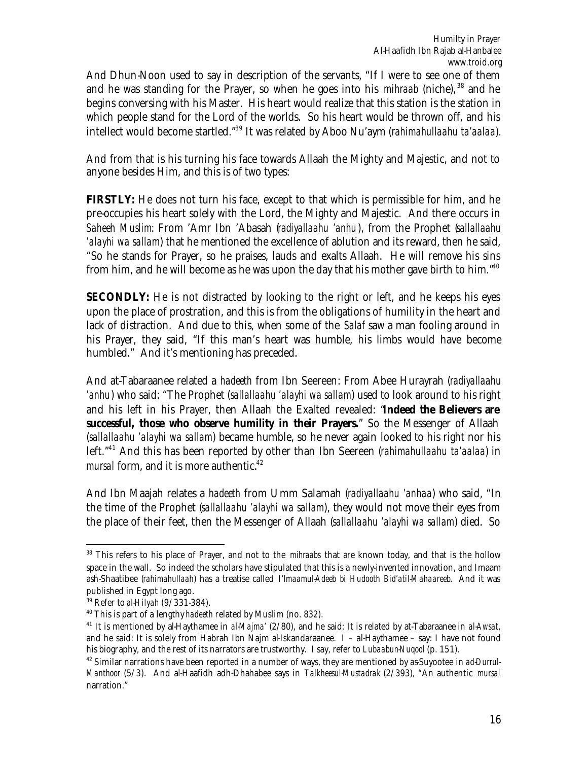And Dhun-Noon used to say in description of the servants, "If I were to see one of them and he was standing for the Prayer, so when he goes into his *mihraab* (niche),[38] and he begins conversing with his Master. His heart would realize that this station is the station in which people stand for the Lord of the worlds. So his heart would be thrown off, and his intellect would become startled."[39] It was related by Aboo Nu'aym (*rahimahullaahu ta'aalaa*).

And from that is his turning his face towards Allaah the Mighty and Majestic, and not to anyone besides Him, and this is of two types:

**FIRSTLY:** He does not turn his face, except to that which is permissible for him, and he pre-occupies his heart solely with the Lord, the Mighty and Majestic. And there occurs in *Saheeh Muslim*: From 'Amr Ibn 'Abasah (*radiyallaahu 'anhu*), from the Prophet (*sallallaahu 'alayhi wa sallam*) that he mentioned the excellence of ablution and its reward, then he said, "So he stands for Prayer, so he praises, lauds and exalts Allaah. He will remove his sins from him, and he will become as he was upon the day that his mother gave birth to him."[40]

**SECONDLY:** He is not distracted by looking to the right or left, and he keeps his eyes upon the place of prostration, and this is from the obligations of humility in the heart and lack of distraction. And due to this, when some of the *Salaf* saw a man fooling around in his Prayer, they said, "If this man's heart was humble, his limbs would have become humbled." And it's mentioning has preceded.

And at-Tabaraanee related a *hadeeth* from Ibn Seereen: From Abee Hurayrah (*radiyallaahu 'anhu*) who said: "The Prophet (*sallallaahu 'alayhi wa sallam*) used to look around to his right and his left in his Prayer, then Allaah the Exalted revealed: "**Indeed the Believers are successful, those who observe humility in their Prayers.**" So the Messenger of Allaah (*sallallaahu 'alayhi wa sallam*) became humble, so he never again looked to his right nor his left."[41] And this has been reported by other than Ibn Seereen (*rahimahullaahu ta'aalaa*) in *mursal* form, and it is more authentic.[42]

And Ibn Maajah relates a *hadeeth* from Umm Salamah (*radiyallaahu 'anhaa*) who said, "In the time of the Prophet (*sallallaahu 'alayhi wa sallam*), they would not move their eyes from the place of their feet, then the Messenger of Allaah (*sallallaahu 'alayhi wa sallam*) died. So

---

[38] This refers to his place of Prayer, and not to the *mihraabs* that are known today, and that is the hollow space in the wall. So indeed the scholars have stipulated that this is a newly-invented innovation, and Imaam ash-Shaatibee (*rahimahullaah*) has a treatise called *I'lmaamul-Adeeb bi Hudooth Bid'atil-Mahaareeb*. And it was published in Egypt long ago.

[39] Refer to *al-Hilyah* (9/331-384).

[40] This is part of a lengthy *hadeeth* related by Muslim (no. 832).

[41] It is mentioned by al-Haythamee in *al-Majma'* (2/80), and he said: It is related by at-Tabaraanee in *al-Awsat*, and he said: It is solely from Habrah Ibn Najm al-Iskandaraanee. I – al-Haythamee – say: I have not found his biography, and the rest of its narrators are trustworthy. I say, refer to *Lubaabun-Nuqool* (p. 151).

[42] Similar narrations have been reported in a number of ways, they are mentioned by as-Suyootee in *ad-Durrul-Manthoor* (5/3). And al-Haafidh adh-Dhahabee says in *Talkheesul-Mustadrak* (2/393), "An authentic *mursal* narration."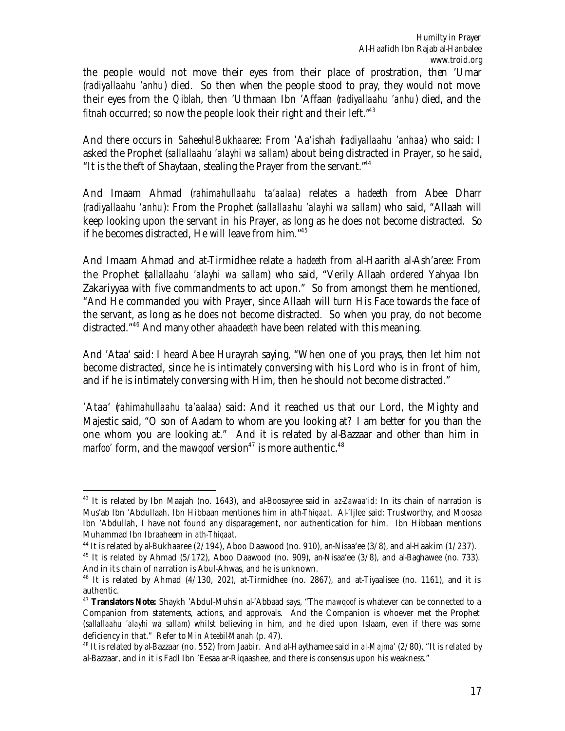the people would not move their eyes from their place of prostration, then 'Umar (*radiyallaahu 'anhu*) died. So then when the people stood to pray, they would not move their eyes from the *Qiblah*, then 'Uthmaan Ibn 'Affaan (*radiyallaahu 'anhu*) died, and the *fitnah* occurred; so now the people look their right and their left."[43]

And there occurs in *Saheehul-Bukhaaree*: From 'Aa'ishah (*radiyallaahu 'anhaa*) who said: I asked the Prophet (*sallallaahu 'alayhi wa sallam*) about being distracted in Prayer, so he said, "It is the theft of Shaytaan, stealing the Prayer from the servant."[44]

And Imaam Ahmad (*rahimahullaahu ta'aalaa*) relates a *hadeeth* from Abee Dharr (*radiyallaahu 'anhu*): From the Prophet (*sallallaahu 'alayhi wa sallam*) who said, "Allaah will keep looking upon the servant in his Prayer, as long as he does not become distracted. So if he becomes distracted, He will leave from him."[45]

And Imaam Ahmad and at-Tirmidhee relate a *hadeeth* from al-Haarith al-Ash'aree: From the Prophet (*sallallaahu 'alayhi wa sallam*) who said, "Verily Allaah ordered Yahyaa Ibn Zakariyyaa with five commandments to act upon." So from amongst them he mentioned, "And He commanded you with Prayer, since Allaah will turn His Face towards the face of the servant, as long as he does not become distracted. So when you pray, do not become distracted."[46] And many other *ahaadeeth* have been related with this meaning.

And 'Ataa' said: I heard Abee Hurayrah saying, "When one of you prays, then let him not become distracted, since he is intimately conversing with his Lord who is in front of him, and if he is intimately conversing with Him, then he should not become distracted."

'Ataa' (*rahimahullaahu ta'aalaa*) said: And it reached us that our Lord, the Mighty and Majestic said, "O son of Aadam to whom are you looking at? I am better for you than the one whom you are looking at." And it is related by al-Bazzaar and other than him in *marfoo'* form, and the *mawqoof* version[47] is more authentic.[48]

---

[43] It is related by Ibn Maajah (no. 1643), and al-Boosayree said in *az-Zawaa'id*: In its chain of narration is Mus'ab Ibn 'Abdullaah. Ibn Hibbaan mentiones him in *ath-Thiqaat*. Al-'Ijlee said: Trustworthy, and Moosaa Ibn 'Abdullah, I have not found any disparagement, nor authentication for him. Ibn Hibbaan mentions Muhammad Ibn Ibraaheem in *ath-Thiqaat*.

[44] It is related by al-Bukhaaree (2/194), Aboo Daawood (no. 910), an-Nisaa'ee (3/8), and al-Haakim (1/237).

[45] It is related by Ahmad (5/172), Aboo Daawood (no. 909), an-Nisaa'ee (3/8), and al-Baghawee (no. 733). And in its chain of narration is Abul-Ahwas, and he is unknown.

[46] It is related by Ahmad (4/130, 202), at-Tirmidhee (no. 2867), and at-Tiyaalisee (no. 1161), and it is authentic.

[47] **Translators Note:** Shaykh 'Abdul-Muhsin al-'Abbaad says, "The *mawqoof* is whatever can be connected to a Companion from statements, actions, and approvals. And the Companion is whoever met the Prophet (*sallallaahu 'alayhi wa sallam*) whilst believing in him, and he died upon Islaam, even if there was some deficiency in that." Refer to *Min Ateebil-Manah* (p. 47).

[48] It is related by al-Bazzaar (no. 552) from Jaabir. And al-Haythamee said in *al-Majma'* (2/80), "It is related by al-Bazzaar, and in it is Fadl Ibn 'Eesaa ar-Riqaashee, and there is consensus upon his weakness."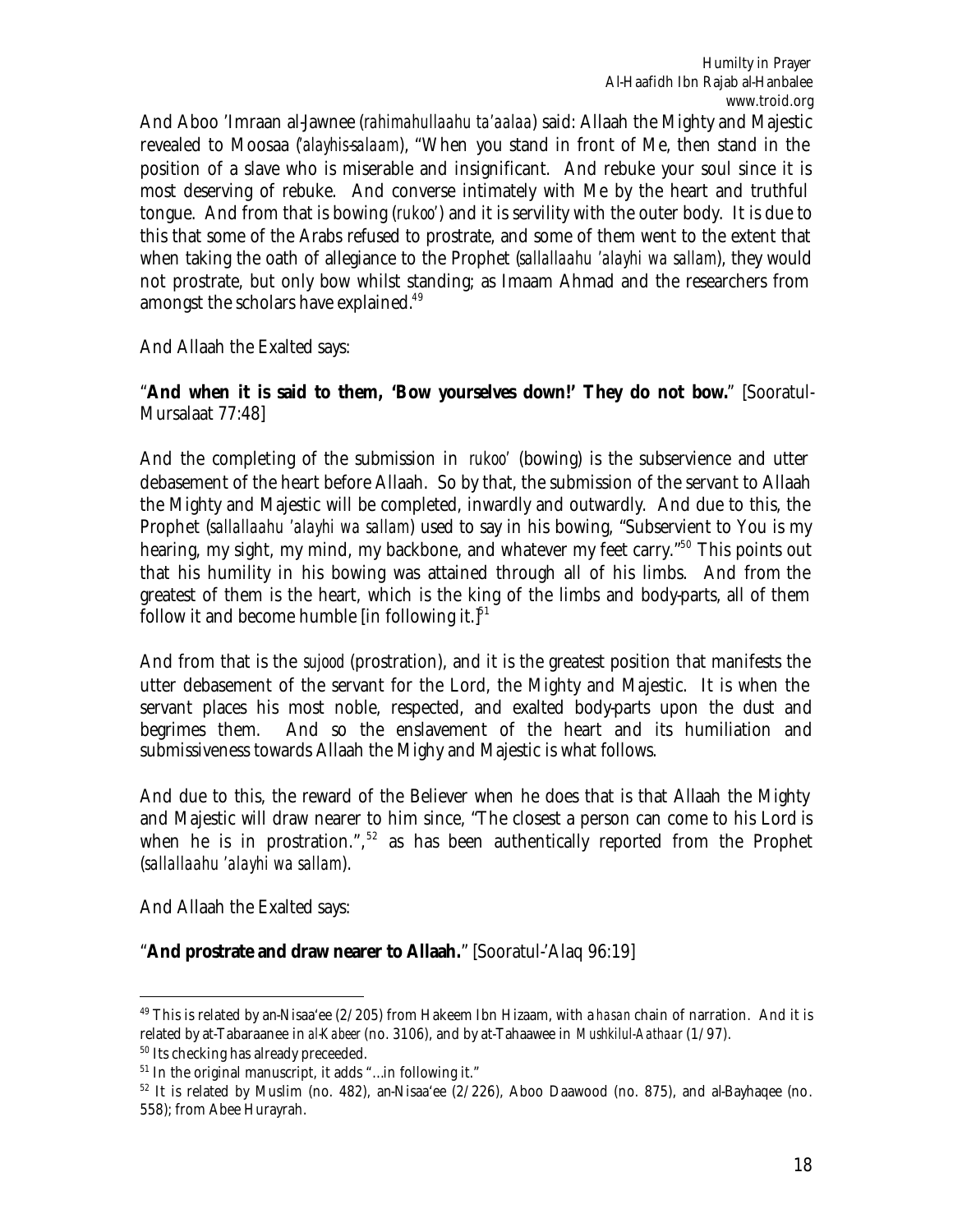And Aboo 'Imraan al-Jawnee (*rahimahullaahu ta'aalaa*) said: Allaah the Mighty and Majestic revealed to Moosaa (*'alayhis-salaam*), "When you stand in front of Me, then stand in the position of a slave who is miserable and insignificant. And rebuke your soul since it is most deserving of rebuke. And converse intimately with Me by the heart and truthful tongue. And from that is bowing (*rukoo'*) and it is servility with the outer body. It is due to this that some of the Arabs refused to prostrate, and some of them went to the extent that when taking the oath of allegiance to the Prophet (*sallallaahu 'alayhi wa sallam*), they would not prostrate, but only bow whilst standing; as Imaam Ahmad and the researchers from amongst the scholars have explained.[49]

And Allaah the Exalted says:

"**And when it is said to them, 'Bow yourselves down!' They do not bow.**" [Sooratul-Mursalaat 77:48]

And the completing of the submission in *rukoo'* (bowing) is the subservience and utter debasement of the heart before Allaah. So by that, the submission of the servant to Allaah the Mighty and Majestic will be completed, inwardly and outwardly. And due to this, the Prophet (*sallallaahu 'alayhi wa sallam*) used to say in his bowing, "Subservient to You is my hearing, my sight, my mind, my backbone, and whatever my feet carry."[50] This points out that his humility in his bowing was attained through all of his limbs. And from the greatest of them is the heart, which is the king of the limbs and body-parts, all of them follow it and become humble [in following it.][51]

And from that is the *sujood* (prostration), and it is the greatest position that manifests the utter debasement of the servant for the Lord, the Mighty and Majestic. It is when the servant places his most noble, respected, and exalted body-parts upon the dust and begrimes them. And so the enslavement of the heart and its humiliation and submissiveness towards Allaah the Mighy and Majestic is what follows.

And due to this, the reward of the Believer when he does that is that Allaah the Mighty and Majestic will draw nearer to him since, "The closest a person can come to his Lord is when he is in prostration.",[52] as has been authentically reported from the Prophet (*sallallaahu 'alayhi wa sallam*).

And Allaah the Exalted says:

"**And prostrate and draw nearer to Allaah.**" [Sooratul-'Alaq 96:19]

---

[49] This is related by an-Nisaa'ee (2/205) from Hakeem Ibn Hizaam, with a *hasan* chain of narration. And it is related by at-Tabaraanee in *al-Kabeer* (no. 3106), and by at-Tahaawee in *Mushkilul-Aathaar* (1/97).

[50] Its checking has already preceeded.

[51] In the original manuscript, it adds "...in following it."

[52] It is related by Muslim (no. 482), an-Nisaa'ee (2/226), Aboo Daawood (no. 875), and al-Bayhaqee (no. 558); from Abee Hurayrah.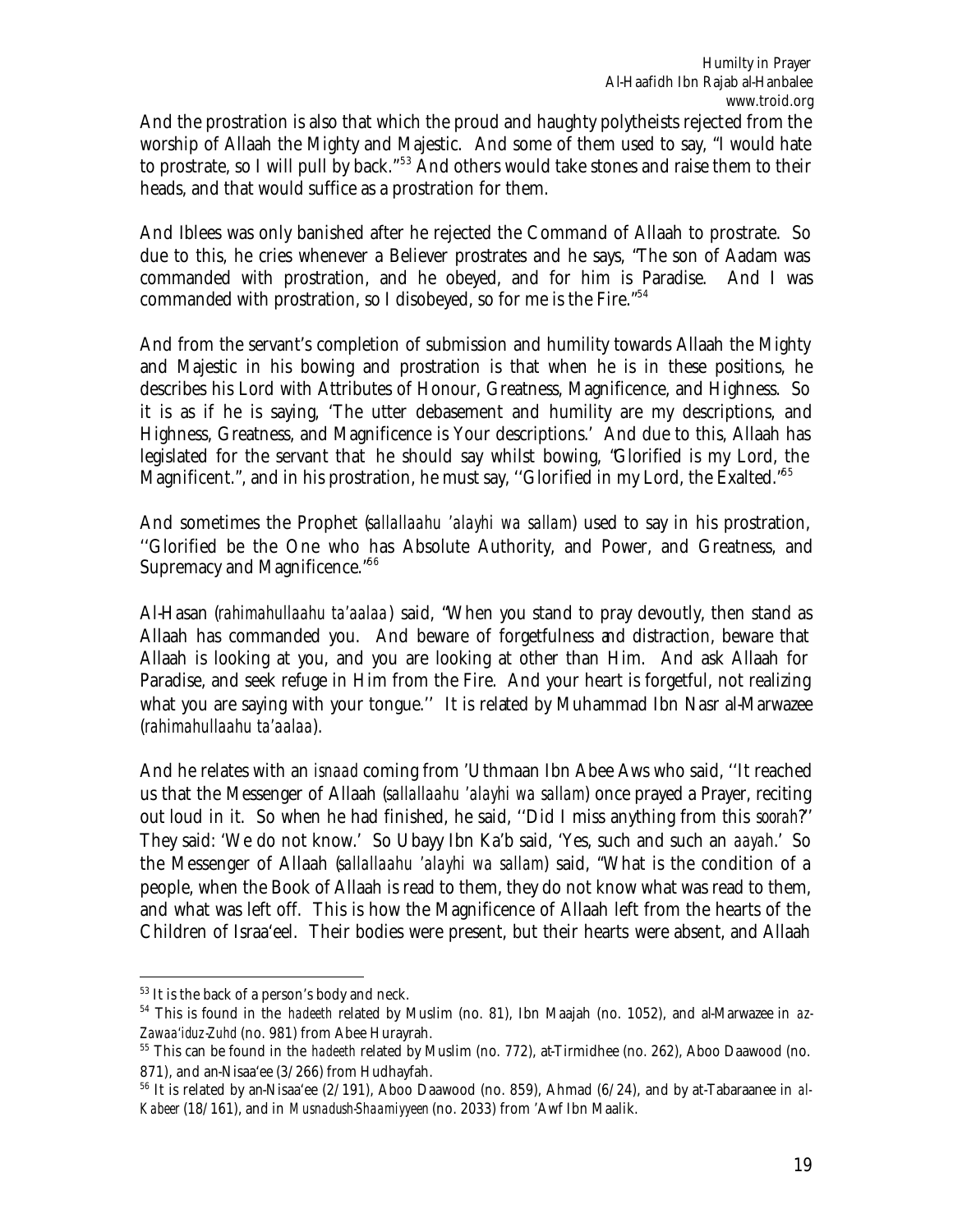And the prostration is also that which the proud and haughty polytheists rejected from the worship of Allaah the Mighty and Majestic. And some of them used to say, "I would hate to prostrate, so I will pull by back."[53] And others would take stones and raise them to their heads, and that would suffice as a prostration for them.

And Iblees was only banished after he rejected the Command of Allaah to prostrate. So due to this, he cries whenever a Believer prostrates and he says, "The son of Aadam was commanded with prostration, and he obeyed, and for him is Paradise. And I was commanded with prostration, so I disobeyed, so for me is the Fire."[54]

And from the servant's completion of submission and humility towards Allaah the Mighty and Majestic in his bowing and prostration is that when he is in these positions, he describes his Lord with Attributes of Honour, Greatness, Magnificence, and Highness. So it is as if he is saying, 'The utter debasement and humility are my descriptions, and Highness, Greatness, and Magnificence is Your descriptions.' And due to this, Allaah has legislated for the servant that he should say whilst bowing, "Glorified is my Lord, the Magnificent.", and in his prostration, he must say, ''Glorified in my Lord, the Exalted."[55]

And sometimes the Prophet (*sallallaahu 'alayhi wa sallam*) used to say in his prostration, ''Glorified be the One who has Absolute Authority, and Power, and Greatness, and Supremacy and Magnificence."[56]

Al-Hasan (*rahimahullaahu ta'aalaa*) said, "When you stand to pray devoutly, then stand as Allaah has commanded you. And beware of forgetfulness and distraction, beware that Allaah is looking at you, and you are looking at other than Him. And ask Allaah for Paradise, and seek refuge in Him from the Fire. And your heart is forgetful, not realizing what you are saying with your tongue.'' It is related by Muhammad Ibn Nasr al-Marwazee (*rahimahullaahu ta'aalaa*).

And he relates with an *isnaad* coming from 'Uthmaan Ibn Abee Aws who said, ''It reached us that the Messenger of Allaah (*sallallaahu 'alayhi wa sallam*) once prayed a Prayer, reciting out loud in it. So when he had finished, he said, ''Did I miss anything from this *soorah*?'' They said: 'We do not know.' So Ubayy Ibn Ka'b said, 'Yes, such and such an *aayah*.' So the Messenger of Allaah (*sallallaahu 'alayhi wa sallam*) said, "What is the condition of a people, when the Book of Allaah is read to them, they do not know what was read to them, and what was left off. This is how the Magnificence of Allaah left from the hearts of the Children of Israa'eel. Their bodies were present, but their hearts were absent, and Allaah

---

[53] It is the back of a person's body and neck.

[54] This is found in the *hadeeth* related by Muslim (no. 81), Ibn Maajah (no. 1052), and al-Marwazee in *az-Zawaa'iduz-Zuhd* (no. 981) from Abee Hurayrah.

[55] This can be found in the *hadeeth* related by Muslim (no. 772), at-Tirmidhee (no. 262), Aboo Daawood (no. 871), and an-Nisaa'ee (3/266) from Hudhayfah.

[56] It is related by an-Nisaa'ee (2/191), Aboo Daawood (no. 859), Ahmad (6/24), and by at-Tabaraanee in *al-Kabeer* (18/161), and in *Musnadush-Shaamiyyeen* (no. 2033) from 'Awf Ibn Maalik.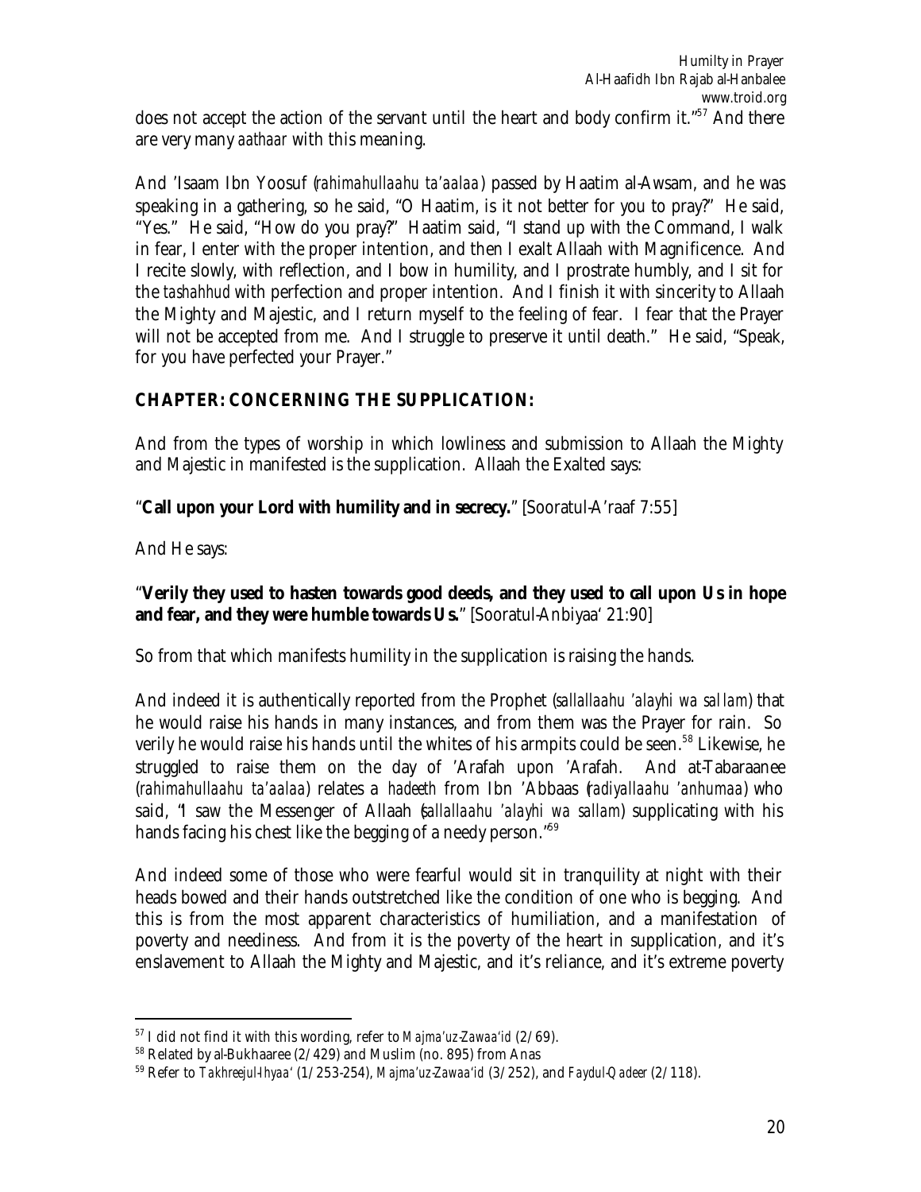does not accept the action of the servant until the heart and body confirm it."[57] And there are very many *aathaar* with this meaning.

And 'Isaam Ibn Yoosuf (*rahimahullaahu ta'aalaa*) passed by Haatim al-Awsam, and he was speaking in a gathering, so he said, "O Haatim, is it not better for you to pray?" He said, "Yes." He said, "How do you pray?" Haatim said, "I stand up with the Command, I walk in fear, I enter with the proper intention, and then I exalt Allaah with Magnificence. And I recite slowly, with reflection, and I bow in humility, and I prostrate humbly, and I sit for the *tashahhud* with perfection and proper intention. And I finish it with sincerity to Allaah the Mighty and Majestic, and I return myself to the feeling of fear. I fear that the Prayer will not be accepted from me. And I struggle to preserve it until death." He said, "Speak, for you have perfected your Prayer."

## CHAPTER: CONCERNING THE SUPPLICATION:

And from the types of worship in which lowliness and submission to Allaah the Mighty and Majestic in manifested is the supplication. Allaah the Exalted says:

"**Call upon your Lord with humility and in secrecy.**" [Sooratul-A'raaf 7:55]

And He says:

"**Verily they used to hasten towards good deeds, and they used to call upon Us in hope and fear, and they were humble towards Us.**" [Sooratul-Anbiyaa' 21:90]

So from that which manifests humility in the supplication is raising the hands.

And indeed it is authentically reported from the Prophet (*sallallaahu 'alayhi wa sallam*) that he would raise his hands in many instances, and from them was the Prayer for rain. So verily he would raise his hands until the whites of his armpits could be seen.[58] Likewise, he struggled to raise them on the day of 'Arafah upon 'Arafah. And at-Tabaraanee (*rahimahullaahu ta'aalaa*) relates a *hadeeth* from Ibn 'Abbaas (*radiyallaahu 'anhumaa*) who said, "I saw the Messenger of Allaah (*sallallaahu 'alayhi wa sallam*) supplicating with his hands facing his chest like the begging of a needy person."[59]

And indeed some of those who were fearful would sit in tranquility at night with their heads bowed and their hands outstretched like the condition of one who is begging. And this is from the most apparent characteristics of humiliation, and a manifestation of poverty and neediness. And from it is the poverty of the heart in supplication, and it's enslavement to Allaah the Mighty and Majestic, and it's reliance, and it's extreme poverty

---

[57] I did not find it with this wording, refer to *Majma'uz-Zawaa'id* (2/69).

[58] Related by al-Bukhaaree (2/429) and Muslim (no. 895) from Anas

[59] Refer to *Takhreejul-Ihyaa'* (1/253-254), *Majma'uz-Zawaa'id* (3/252), and *Faydul-Qadeer* (2/118).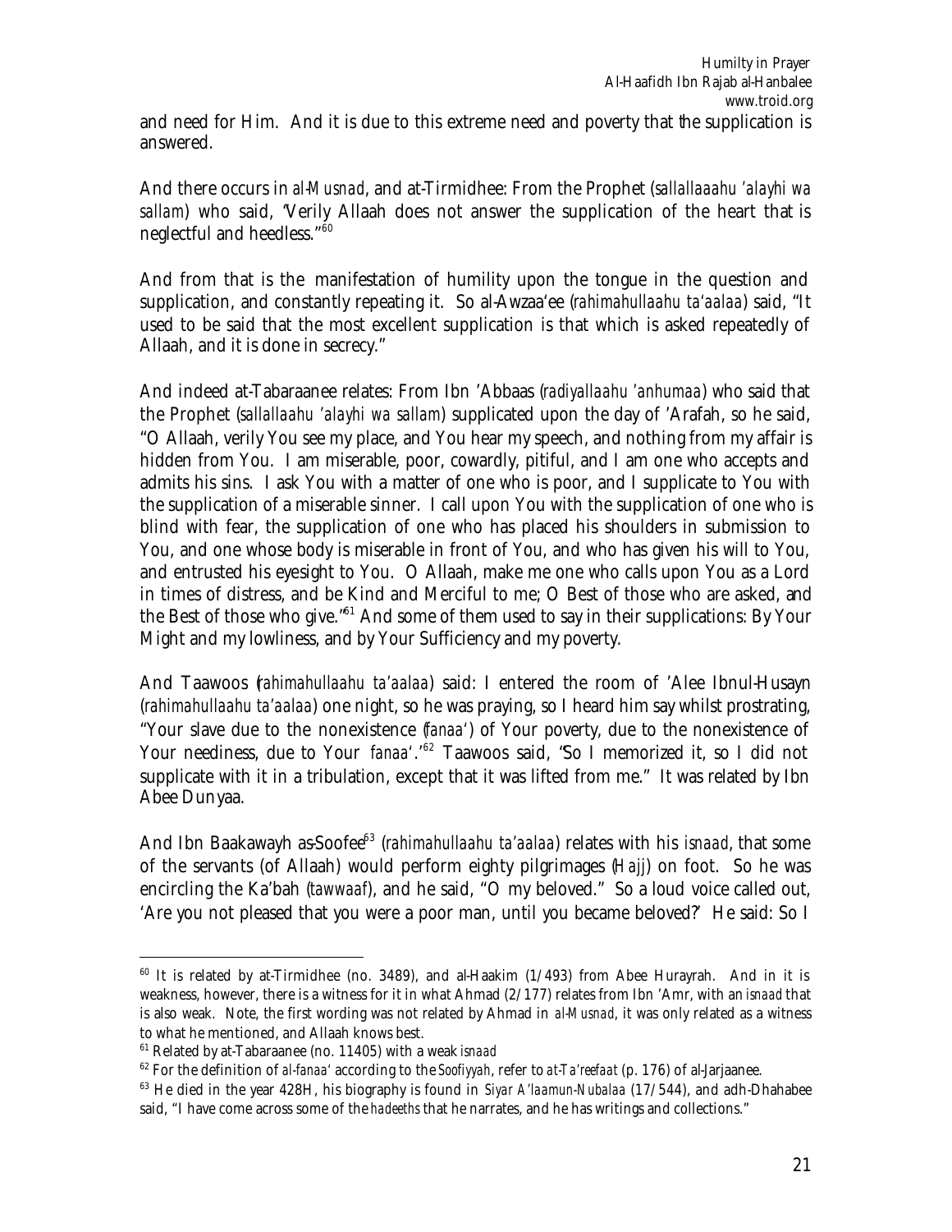and need for Him. And it is due to this extreme need and poverty that the supplication is answered.

And there occurs in *al-Musnad*, and at-Tirmidhee: From the Prophet (*sallallaaahu 'alayhi wa sallam*) who said, "Verily Allaah does not answer the supplication of the heart that is neglectful and heedless."[60]

And from that is the manifestation of humility upon the tongue in the question and supplication, and constantly repeating it. So al-Awzaa'ee (*rahimahullaahu ta'aalaa*) said, "It used to be said that the most excellent supplication is that which is asked repeatedly of Allaah, and it is done in secrecy."

And indeed at-Tabaraanee relates: From Ibn 'Abbaas (*radiyallaahu 'anhumaa*) who said that the Prophet (*sallallaahu 'alayhi wa sallam*) supplicated upon the day of 'Arafah, so he said, "O Allaah, verily You see my place, and You hear my speech, and nothing from my affair is hidden from You. I am miserable, poor, cowardly, pitiful, and I am one who accepts and admits his sins. I ask You with a matter of one who is poor, and I supplicate to You with the supplication of a miserable sinner. I call upon You with the supplication of one who is blind with fear, the supplication of one who has placed his shoulders in submission to You, and one whose body is miserable in front of You, and who has given his will to You, and entrusted his eyesight to You. O Allaah, make me one who calls upon You as a Lord in times of distress, and be Kind and Merciful to me; O Best of those who are asked, and the Best of those who give."[61] And some of them used to say in their supplications: By Your Might and my lowliness, and by Your Sufficiency and my poverty.

And Taawoos (*rahimahullaahu ta'aalaa*) said: I entered the room of 'Alee Ibnul-Husayn (*rahimahullaahu ta'aalaa*) one night, so he was praying, so I heard him say whilst prostrating, "Your slave due to the nonexistence (*fanaa'*) of Your poverty, due to the nonexistence of Your neediness, due to Your *fanaa'*."[62] Taawoos said, "So I memorized it, so I did not supplicate with it in a tribulation, except that it was lifted from me." It was related by Ibn Abee Dunyaa.

And Ibn Baakawayh as-Soofee[63] (*rahimahullaahu ta'aalaa*) relates with his *isnaad*, that some of the servants (of Allaah) would perform eighty pilgrimages (*Hajj*) on foot. So he was encircling the Ka'bah (*tawwaaf*), and he said, "O my beloved." So a loud voice called out, 'Are you not pleased that you were a poor man, until you became beloved?' He said: So I

---

[60] It is related by at-Tirmidhee (no. 3489), and al-Haakim (1/493) from Abee Hurayrah. And in it is weakness, however, there is a witness for it in what Ahmad (2/177) relates from Ibn 'Amr, with an *isnaad* that is also weak. Note, the first wording was not related by Ahmad in *al-Musnad*, it was only related as a witness to what he mentioned, and Allaah knows best.

[61] Related by at-Tabaraanee (no. 11405) with a weak *isnaad*

[62] For the definition of *al-fanaa'* according to the *Soofiyyah*, refer to *at-Ta'reefaat* (p. 176) of al-Jarjaanee.

[63] He died in the year 428H, his biography is found in *Siyar A'laamun-Nubalaa* (17/544), and adh-Dhahabee said, "I have come across some of the *hadeeths* that he narrates, and he has writings and collections."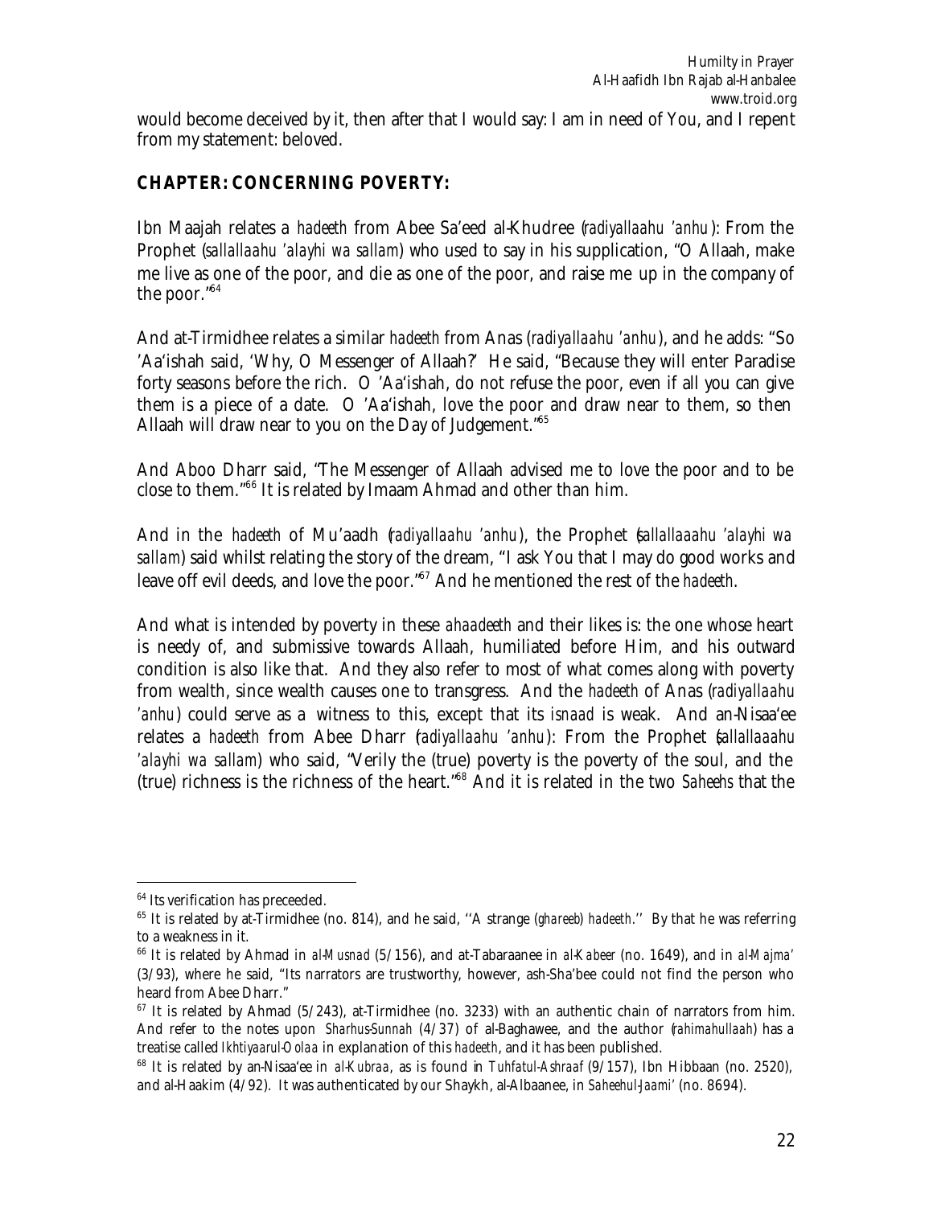would become deceived by it, then after that I would say: I am in need of You, and I repent from my statement: beloved.

## CHAPTER: CONCERNING POVERTY:

Ibn Maajah relates a *hadeeth* from Abee Sa'eed al-Khudree (*radiyallaahu 'anhu*): From the Prophet (*sallallaahu 'alayhi wa sallam*) who used to say in his supplication, "O Allaah, make me live as one of the poor, and die as one of the poor, and raise me up in the company of the poor."[64]

And at-Tirmidhee relates a similar *hadeeth* from Anas (*radiyallaahu 'anhu*), and he adds: "So 'Aa'ishah said, 'Why, O Messenger of Allaah?' He said, "Because they will enter Paradise forty seasons before the rich. O 'Aa'ishah, do not refuse the poor, even if all you can give them is a piece of a date. O 'Aa'ishah, love the poor and draw near to them, so then Allaah will draw near to you on the Day of Judgement."[65]

And Aboo Dharr said, "The Messenger of Allaah advised me to love the poor and to be close to them."[66] It is related by Imaam Ahmad and other than him.

And in the *hadeeth* of Mu'aadh (*radiyallaahu 'anhu*), the Prophet (*sallallaaahu 'alayhi wa sallam*) said whilst relating the story of the dream, "I ask You that I may do good works and leave off evil deeds, and love the poor."[67] And he mentioned the rest of the *hadeeth*.

And what is intended by poverty in these *ahaadeeth* and their likes is: the one whose heart is needy of, and submissive towards Allaah, humiliated before Him, and his outward condition is also like that. And they also refer to most of what comes along with poverty from wealth, since wealth causes one to transgress. And the *hadeeth* of Anas (*radiyallaahu 'anhu*) could serve as a witness to this, except that its *isnaad* is weak. And an-Nisaa'ee relates a *hadeeth* from Abee Dharr (*radiyallaahu 'anhu*): From the Prophet (*sallallaaahu 'alayhi wa sallam*) who said, "Verily the (true) poverty is the poverty of the soul, and the (true) richness is the richness of the heart."[68] And it is related in the two *Saheehs* that the

---

[64] Its verification has preceeded.

[65] It is related by at-Tirmidhee (no. 814), and he said, ''A strange (*ghareeb*) *hadeeth*.'' By that he was referring to a weakness in it.

[66] It is related by Ahmad in *al-Musnad* (5/156), and at-Tabaraanee in *al-Kabeer* (no. 1649), and in *al-Majma'* (3/93), where he said, "Its narrators are trustworthy, however, ash-Sha'bee could not find the person who heard from Abee Dharr."

[67] It is related by Ahmad (5/243), at-Tirmidhee (no. 3233) with an authentic chain of narrators from him. And refer to the notes upon *Sharhus-Sunnah* (4/37) of al-Baghawee, and the author (*rahimahullaah*) has a treatise called *Ikhtiyaarul-Oolaa* in explanation of this *hadeeth*, and it has been published.

[68] It is related by an-Nisaa'ee in *al-Kubraa*, as is found in *Tuhfatul-Ashraaf* (9/157), Ibn Hibbaan (no. 2520), and al-Haakim (4/92). It was authenticated by our Shaykh, al-Albaanee, in *Saheehul-Jaami'* (no. 8694).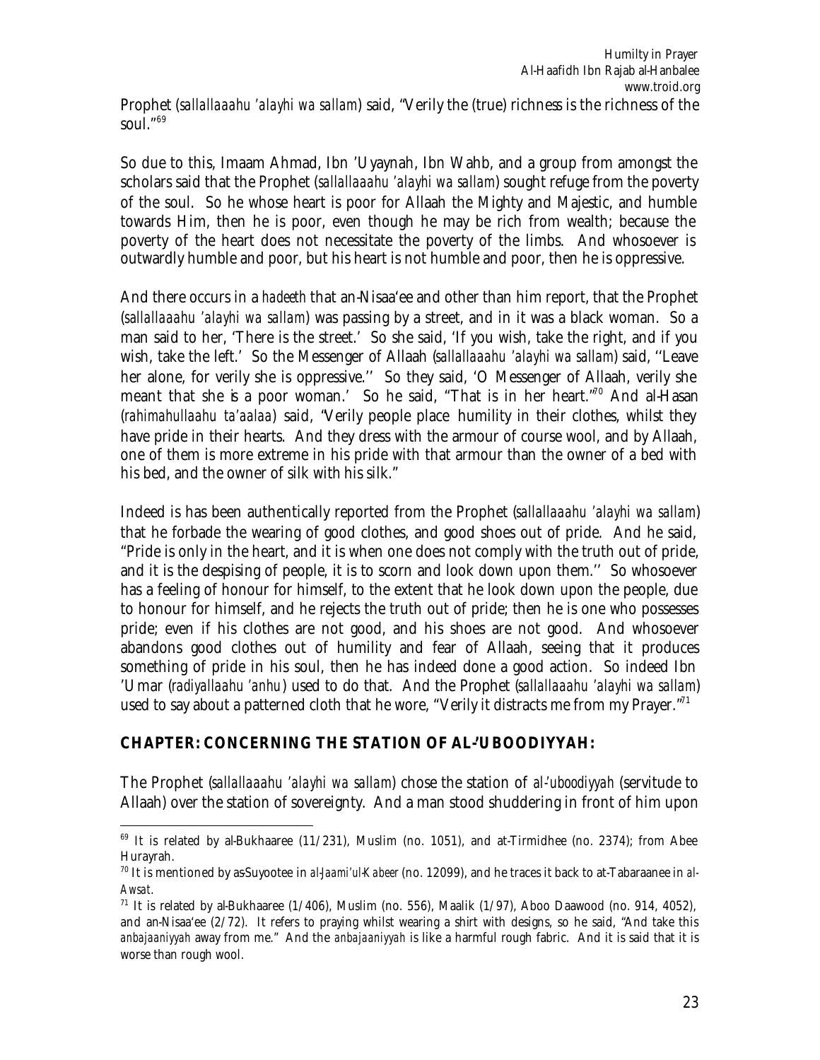Prophet (*sallallaaahu 'alayhi wa sallam*) said, "Verily the (true) richness is the richness of the soul."[69]

So due to this, Imaam Ahmad, Ibn 'Uyaynah, Ibn Wahb, and a group from amongst the scholars said that the Prophet (*sallallaaahu 'alayhi wa sallam*) sought refuge from the poverty of the soul. So he whose heart is poor for Allaah the Mighty and Majestic, and humble towards Him, then he is poor, even though he may be rich from wealth; because the poverty of the heart does not necessitate the poverty of the limbs. And whosoever is outwardly humble and poor, but his heart is not humble and poor, then he is oppressive.

And there occurs in a *hadeeth* that an-Nisaa'ee and other than him report, that the Prophet (*sallallaaahu 'alayhi wa sallam*) was passing by a street, and in it was a black woman. So a man said to her, 'There is the street.' So she said, 'If you wish, take the right, and if you wish, take the left.' So the Messenger of Allaah (*sallallaaahu 'alayhi wa sallam*) said, ''Leave her alone, for verily she is oppressive.'' So they said, 'O Messenger of Allaah, verily she meant that she is a poor woman.' So he said, "That is in her heart."[70] And al-Hasan (*rahimahullaahu ta'aalaa*) said, "Verily people place humility in their clothes, whilst they have pride in their hearts. And they dress with the armour of course wool, and by Allaah, one of them is more extreme in his pride with that armour than the owner of a bed with his bed, and the owner of silk with his silk."

Indeed is has been authentically reported from the Prophet (*sallallaaahu 'alayhi wa sallam*) that he forbade the wearing of good clothes, and good shoes out of pride. And he said, "Pride is only in the heart, and it is when one does not comply with the truth out of pride, and it is the despising of people, it is to scorn and look down upon them.'' So whosoever has a feeling of honour for himself, to the extent that he look down upon the people, due to honour for himself, and he rejects the truth out of pride; then he is one who possesses pride; even if his clothes are not good, and his shoes are not good. And whosoever abandons good clothes out of humility and fear of Allaah, seeing that it produces something of pride in his soul, then he has indeed done a good action. So indeed Ibn 'Umar (*radiyallaahu 'anhu*) used to do that. And the Prophet (*sallallaaahu 'alayhi wa sallam*) used to say about a patterned cloth that he wore, "Verily it distracts me from my Prayer."[71]

**CHAPTER: CONCERNING THE STATION OF AL-'UBOODIYYAH:**

The Prophet (*sallallaaahu 'alayhi wa sallam*) chose the station of *al-'uboodiyyah* (servitude to Allaah) over the station of sovereignty. And a man stood shuddering in front of him upon

---

[69] It is related by al-Bukhaaree (11/231), Muslim (no. 1051), and at-Tirmidhee (no. 2374); from Abee Hurayrah.

[70] It is mentioned by as-Suyootee in *al-Jaami'ul-Kabeer* (no. 12099), and he traces it back to at-Tabaraanee in *al-Awsat*.

[71] It is related by al-Bukhaaree (1/406), Muslim (no. 556), Maalik (1/97), Aboo Daawood (no. 914, 4052), and an-Nisaa'ee (2/72). It refers to praying whilst wearing a shirt with designs, so he said, "And take this *anbajaaniyyah* away from me." And the *anbajaaniyyah* is like a harmful rough fabric. And it is said that it is worse than rough wool.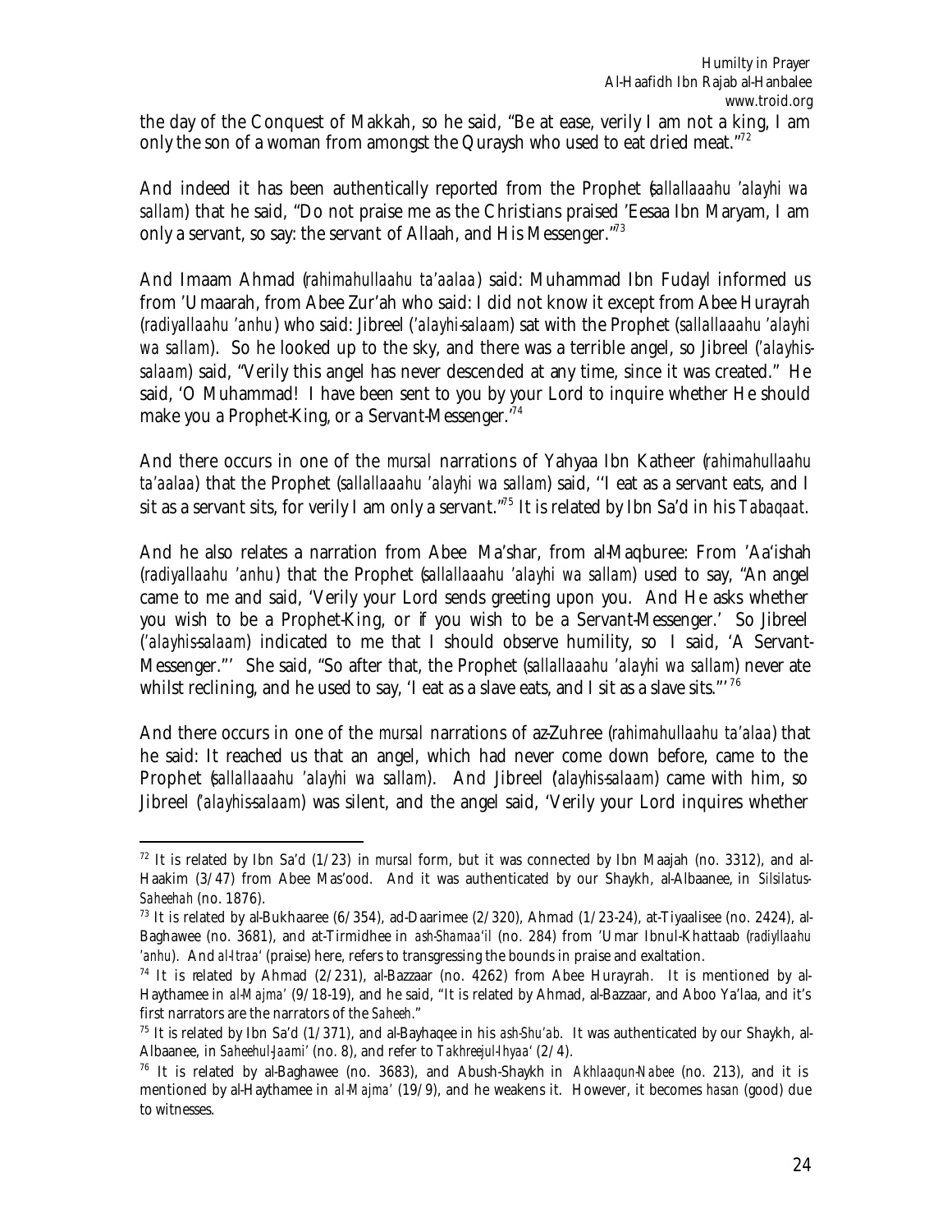the day of the Conquest of Makkah, so he said, "Be at ease, verily I am not a king, I am only the son of a woman from amongst the Quraysh who used to eat dried meat."[72]

And indeed it has been authentically reported from the Prophet (*sallallaaahu 'alayhi wa sallam*) that he said, "Do not praise me as the Christians praised 'Eesaa Ibn Maryam, I am only a servant, so say: the servant of Allaah, and His Messenger."[73]

And Imaam Ahmad (*rahimahullaahu ta'aalaa*) said: Muhammad Ibn Fudayl informed us from 'Umaarah, from Abee Zur'ah who said: I did not know it except from Abee Hurayrah (*radiyallaahu 'anhu*) who said: Jibreel (*'alayhi-salaam*) sat with the Prophet (*sallallaaahu 'alayhi wa sallam*). So he looked up to the sky, and there was a terrible angel, so Jibreel (*'alayhis-salaam*) said, "Verily this angel has never descended at any time, since it was created." He said, 'O Muhammad! I have been sent to you by your Lord to inquire whether He should make you a Prophet-King, or a Servant-Messenger.'[74]

And there occurs in one of the *mursal* narrations of Yahyaa Ibn Katheer (*rahimahullaahu ta'aalaa*) that the Prophet (*sallallaaahu 'alayhi wa sallam*) said, ''I eat as a servant eats, and I sit as a servant sits, for verily I am only a servant."[75] It is related by Ibn Sa'd in his *Tabaqaat*.

And he also relates a narration from Abee Ma'shar, from al-Maqburee: From 'Aa'ishah (*radiyallaahu 'anhu*) that the Prophet (*sallallaaahu 'alayhi wa sallam*) used to say, "An angel came to me and said, 'Verily your Lord sends greeting upon you. And He asks whether you wish to be a Prophet-King, or if you wish to be a Servant-Messenger.' So Jibreel (*'alayhis-salaam*) indicated to me that I should observe humility, so I said, 'A Servant-Messenger."' She said, "So after that, the Prophet (*sallallaaahu 'alayhi wa sallam*) never ate whilst reclining, and he used to say, 'I eat as a slave eats, and I sit as a slave sits."'[76]

And there occurs in one of the *mursal* narrations of az-Zuhree (*rahimahullaahu ta'alaa*) that he said: It reached us that an angel, which had never come down before, came to the Prophet (*sallallaaahu 'alayhi wa sallam*). And Jibreel (*alayhis-salaam*) came with him, so Jibreel (*'alayhis-salaam*) was silent, and the angel said, 'Verily your Lord inquires whether

---

[72] It is related by Ibn Sa'd (1/23) in *mursal* form, but it was connected by Ibn Maajah (no. 3312), and al-Haakim (3/47) from Abee Mas'ood. And it was authenticated by our Shaykh, al-Albaanee, in *Silsilatus-Saheehah* (no. 1876).

[73] It is related by al-Bukhaaree (6/354), ad-Daarimee (2/320), Ahmad (1/23-24), at-Tiyaalisee (no. 2424), al-Baghawee (no. 3681), and at-Tirmidhee in *ash-Shamaa'il* (no. 284) from 'Umar Ibnul-Khattaab (*radiyllaahu 'anhu*). And *al-Itraa'* (praise) here, refers to transgressing the bounds in praise and exaltation.

[74] It is related by Ahmad (2/231), al-Bazzaar (no. 4262) from Abee Hurayrah. It is mentioned by al-Haythamee in *al-Majma'* (9/18-19), and he said, "It is related by Ahmad, al-Bazzaar, and Aboo Ya'laa, and it's first narrators are the narrators of the *Saheeh*."

[75] It is related by Ibn Sa'd (1/371), and al-Bayhaqee in his *ash-Shu'ab*. It was authenticated by our Shaykh, al-Albaanee, in *Saheehul-Jaami'* (no. 8), and refer to *Takhreejul-Ihyaa'* (2/4).

[76] It is related by al-Baghawee (no. 3683), and Abush-Shaykh in *Akhlaaqun-Nabee* (no. 213), and it is mentioned by al-Haythamee in *al-Majma'* (19/9), and he weakens it. However, it becomes *hasan* (good) due to witnesses.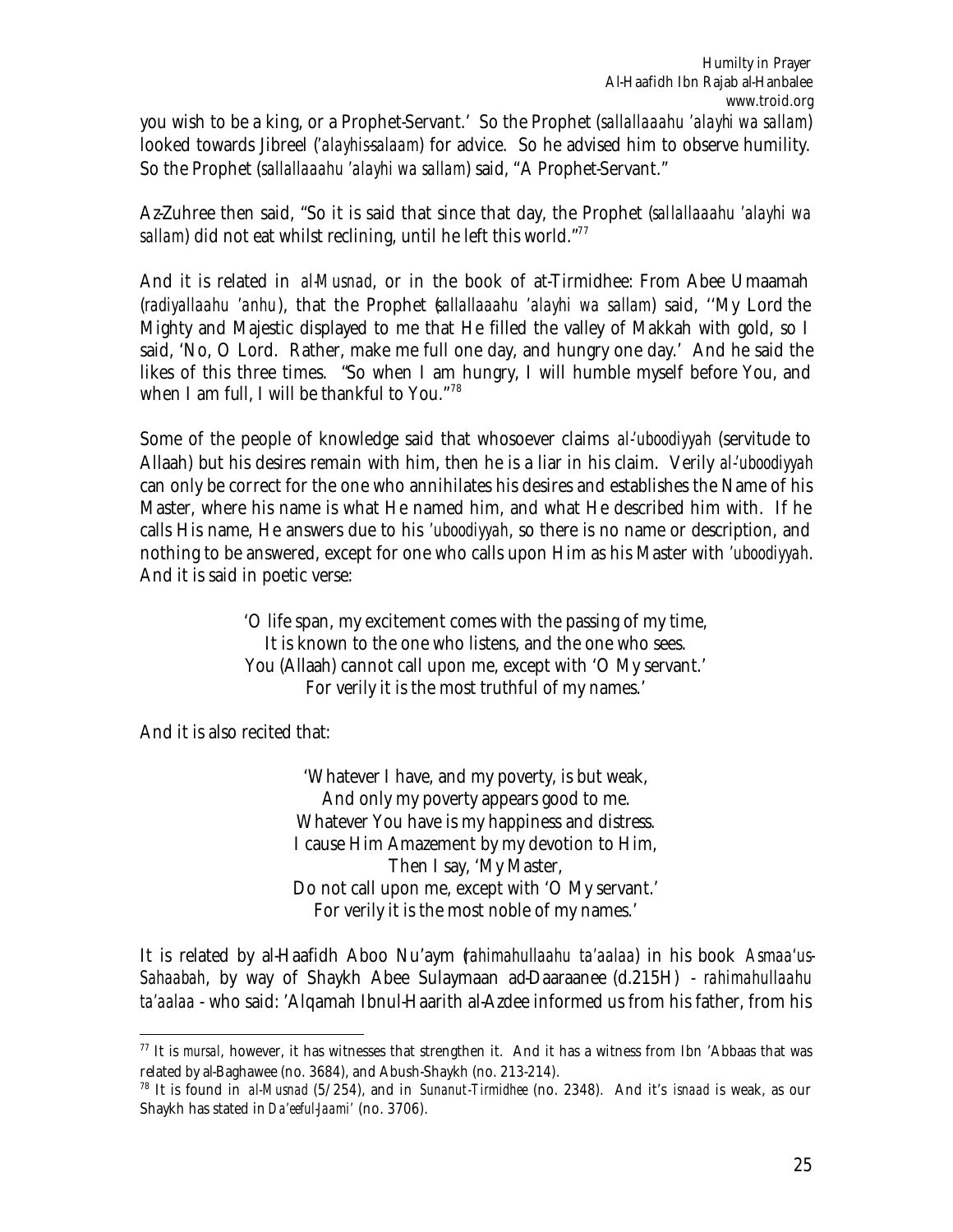you wish to be a king, or a Prophet-Servant.' So the Prophet (*sallallaaahu 'alayhi wa sallam*) looked towards Jibreel (*'alayhis-salaam*) for advice. So he advised him to observe humility. So the Prophet (*sallallaaahu 'alayhi wa sallam*) said, "A Prophet-Servant."

Az-Zuhree then said, "So it is said that since that day, the Prophet (*sallallaaahu 'alayhi wa sallam*) did not eat whilst reclining, until he left this world."[77]

And it is related in *al-Musnad*, or in the book of at-Tirmidhee: From Abee Umaamah (*radiyallaahu 'anhu*), that the Prophet (*sallallaaahu 'alayhi wa sallam*) said, ''My Lord the Mighty and Majestic displayed to me that He filled the valley of Makkah with gold, so I said, 'No, O Lord. Rather, make me full one day, and hungry one day.' And he said the likes of this three times. "So when I am hungry, I will humble myself before You, and when I am full, I will be thankful to You."[78]

Some of the people of knowledge said that whosoever claims *al-'uboodiyyah* (servitude to Allaah) but his desires remain with him, then he is a liar in his claim. Verily *al-'uboodiyyah* can only be correct for the one who annihilates his desires and establishes the Name of his Master, where his name is what He named him, and what He described him with. If he calls His name, He answers due to his *'uboodiyyah*, so there is no name or description, and nothing to be answered, except for one who calls upon Him as his Master with *'uboodiyyah*. And it is said in poetic verse:

> 'O life span, my excitement comes with the passing of my time,
> It is known to the one who listens, and the one who sees.
> You (Allaah) cannot call upon me, except with 'O My servant.'
> For verily it is the most truthful of my names.'

And it is also recited that:

> 'Whatever I have, and my poverty, is but weak,
> And only my poverty appears good to me.
> Whatever You have is my happiness and distress.
> I cause Him Amazement by my devotion to Him,
> Then I say, 'My Master,
> Do not call upon me, except with 'O My servant.'
> For verily it is the most noble of my names.'

It is related by al-Haafidh Aboo Nu'aym (*rahimahullaahu ta'aalaa*) in his book *Asmaa'us-Sahaabah*, by way of Shaykh Abee Sulaymaan ad-Daaraanee (d.215H) - *rahimahullaahu ta'aalaa* - who said: 'Alqamah Ibnul-Haarith al-Azdee informed us from his father, from his

---

[77] It is *mursal*, however, it has witnesses that strengthen it. And it has a witness from Ibn 'Abbaas that was related by al-Baghawee (no. 3684), and Abush-Shaykh (no. 213-214).

[78] It is found in *al-Musnad* (5/254), and in *Sunanut-Tirmidhee* (no. 2348). And it's *isnaad* is weak, as our Shaykh has stated in *Da'eeful-Jaami'* (no. 3706).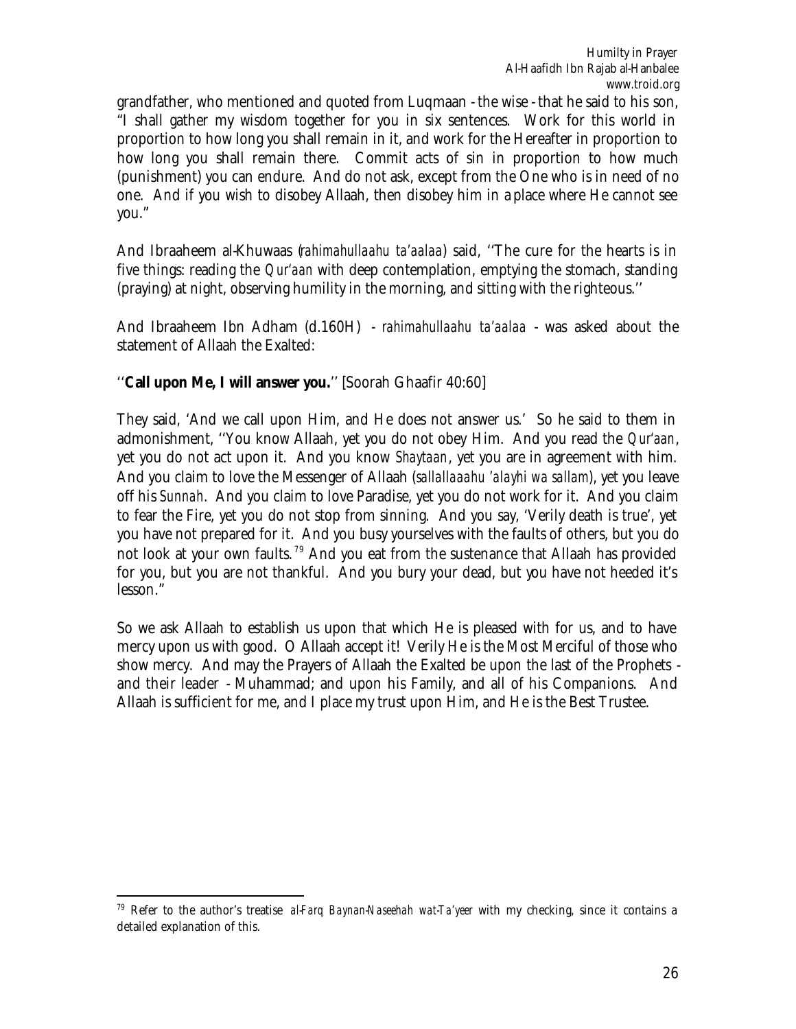grandfather, who mentioned and quoted from Luqmaan - the wise - that he said to his son, "I shall gather my wisdom together for you in six sentences. Work for this world in proportion to how long you shall remain in it, and work for the Hereafter in proportion to how long you shall remain there. Commit acts of sin in proportion to how much (punishment) you can endure. And do not ask, except from the One who is in need of no one. And if you wish to disobey Allaah, then disobey him in a place where He cannot see you."

And Ibraaheem al-Khuwaas (*rahimahullaahu ta'aalaa*) said, ''The cure for the hearts is in five things: reading the *Qur'aan* with deep contemplation, emptying the stomach, standing (praying) at night, observing humility in the morning, and sitting with the righteous.''

And Ibraaheem Ibn Adham (d.160H) - *rahimahullaahu ta'aalaa* - was asked about the statement of Allaah the Exalted:

''**Call upon Me, I will answer you.**'' [Soorah Ghaafir 40:60]

They said, 'And we call upon Him, and He does not answer us.' So he said to them in admonishment, ''You know Allaah, yet you do not obey Him. And you read the *Qur'aan*, yet you do not act upon it. And you know *Shaytaan*, yet you are in agreement with him. And you claim to love the Messenger of Allaah (*sallallaaahu 'alayhi wa sallam*), yet you leave off his *Sunnah*. And you claim to love Paradise, yet you do not work for it. And you claim to fear the Fire, yet you do not stop from sinning. And you say, 'Verily death is true', yet you have not prepared for it. And you busy yourselves with the faults of others, but you do not look at your own faults.[79] And you eat from the sustenance that Allaah has provided for you, but you are not thankful. And you bury your dead, but you have not heeded it's lesson."

So we ask Allaah to establish us upon that which He is pleased with for us, and to have mercy upon us with good. O Allaah accept it! Verily He is the Most Merciful of those who show mercy. And may the Prayers of Allaah the Exalted be upon the last of the Prophets - and their leader - Muhammad; and upon his Family, and all of his Companions. And Allaah is sufficient for me, and I place my trust upon Him, and He is the Best Trustee.

---

[79] Refer to the author's treatise *al-Farq Baynan-Naseehah wat-Ta'yeer* with my checking, since it contains a detailed explanation of this.